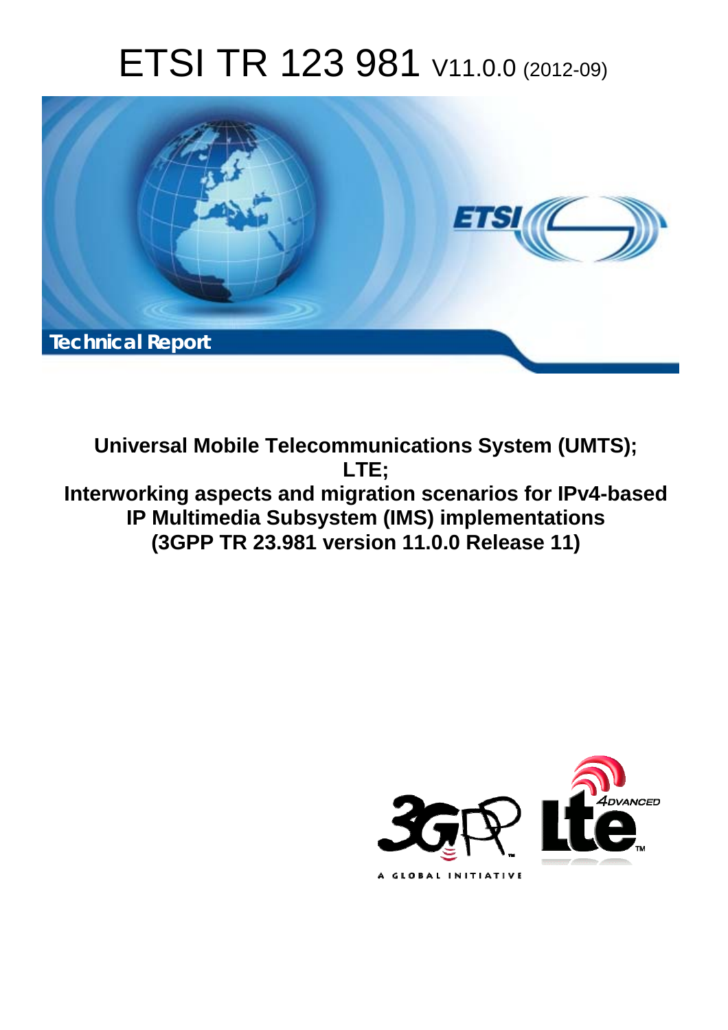# ETSI TR 123 981 V11.0.0 (2012-09)

Technical Report

**Universal Mobile Telecommunications System (UMTS); LTE; Interworking aspects and migration scenarios for IPv4-based IP Multimedia Subsystem (IMS) implementations (3GPP TR 23.981 version 11.0.0 Release 11)**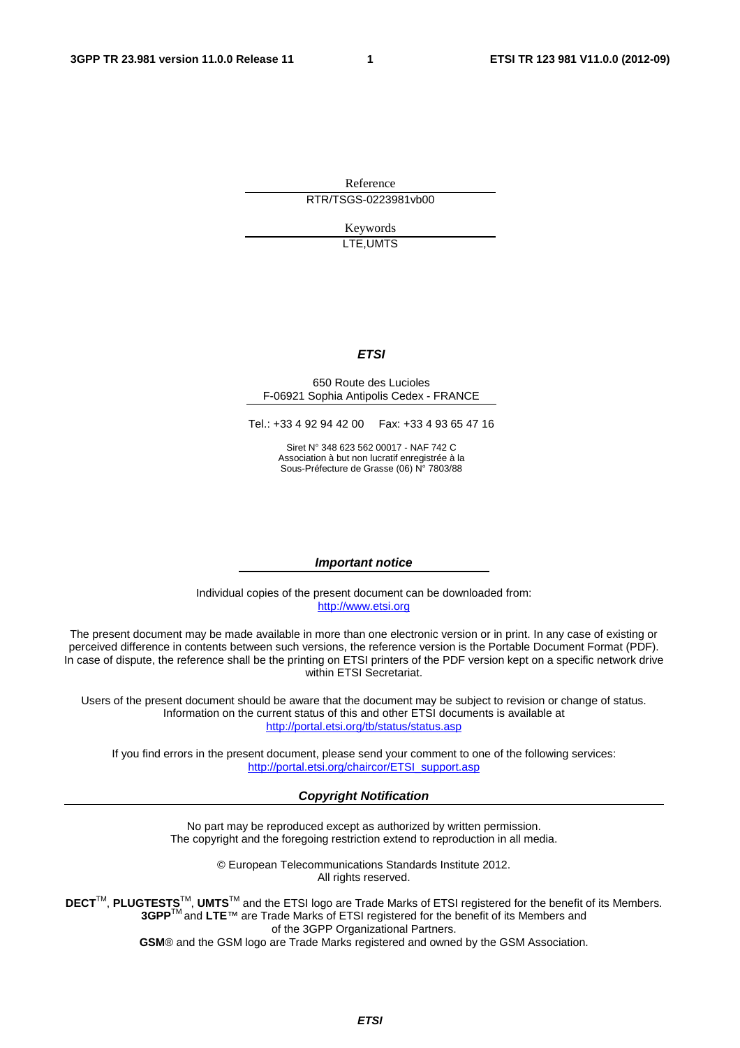Reference

RTR/TSGS-0223981vb00

Keywords

LTE,UMTS

***ETSI***

650 Route des Lucioles
F-06921 Sophia Antipolis Cedex - FRANCE

Tel.: +33 4 92 94 42 00 Fax: +33 4 93 65 47 16

Siret N° 348 623 562 00017 - NAF 742 C
Association à but non lucratif enregistrée à la
Sous-Préfecture de Grasse (06) N° 7803/88

***Important notice***

Individual copies of the present document can be downloaded from:
http://www.etsi.org

The present document may be made available in more than one electronic version or in print. In any case of existing or perceived difference in contents between such versions, the reference version is the Portable Document Format (PDF). In case of dispute, the reference shall be the printing on ETSI printers of the PDF version kept on a specific network drive within ETSI Secretariat.

Users of the present document should be aware that the document may be subject to revision or change of status. Information on the current status of this and other ETSI documents is available at
http://portal.etsi.org/tb/status/status.asp

If you find errors in the present document, please send your comment to one of the following services:
http://portal.etsi.org/chaircor/ETSI_support.asp

***Copyright Notification***

No part may be reproduced except as authorized by written permission.
The copyright and the foregoing restriction extend to reproduction in all media.

© European Telecommunications Standards Institute 2012.
All rights reserved.

**DECT**™, **PLUGTESTS**™, **UMTS**™ and the ETSI logo are Trade Marks of ETSI registered for the benefit of its Members.
**3GPP**™ and **LTE**™ are Trade Marks of ETSI registered for the benefit of its Members and of the 3GPP Organizational Partners.
**GSM**® and the GSM logo are Trade Marks registered and owned by the GSM Association.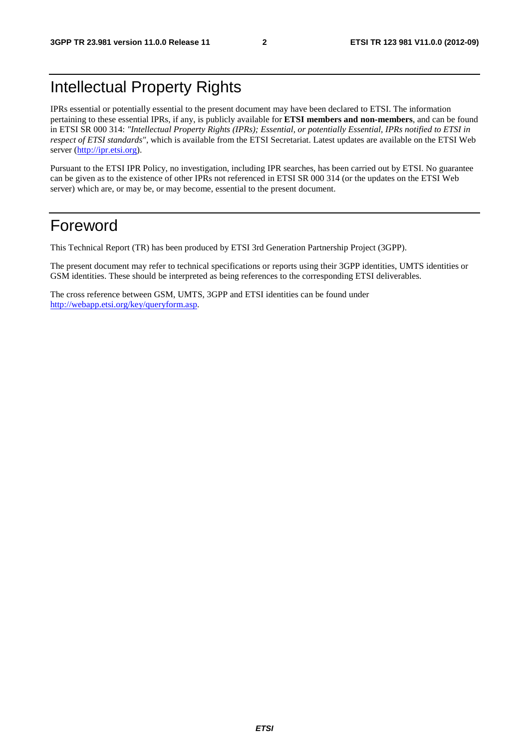# Intellectual Property Rights

IPRs essential or potentially essential to the present document may have been declared to ETSI. The information pertaining to these essential IPRs, if any, is publicly available for **ETSI members and non-members**, and can be found in ETSI SR 000 314: *"Intellectual Property Rights (IPRs); Essential, or potentially Essential, IPRs notified to ETSI in respect of ETSI standards"*, which is available from the ETSI Secretariat. Latest updates are available on the ETSI Web server (http://ipr.etsi.org).

Pursuant to the ETSI IPR Policy, no investigation, including IPR searches, has been carried out by ETSI. No guarantee can be given as to the existence of other IPRs not referenced in ETSI SR 000 314 (or the updates on the ETSI Web server) which are, or may be, or may become, essential to the present document.

# Foreword

This Technical Report (TR) has been produced by ETSI 3rd Generation Partnership Project (3GPP).

The present document may refer to technical specifications or reports using their 3GPP identities, UMTS identities or GSM identities. These should be interpreted as being references to the corresponding ETSI deliverables.

The cross reference between GSM, UMTS, 3GPP and ETSI identities can be found under http://webapp.etsi.org/key/queryform.asp.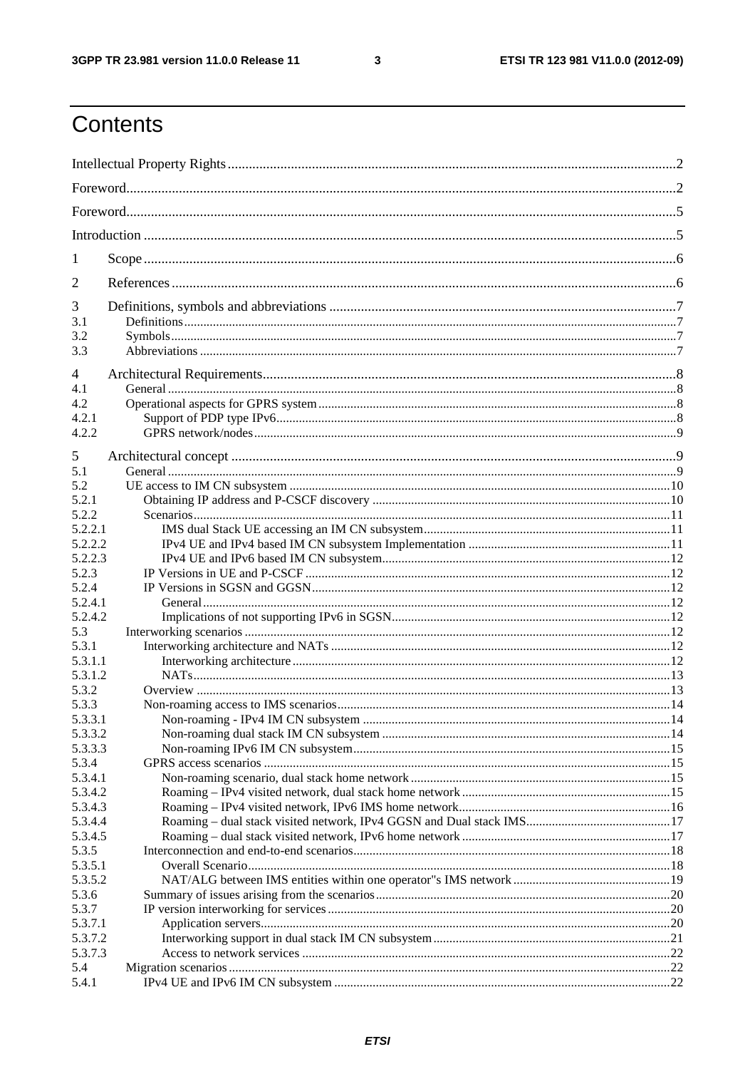# Contents

Intellectual Property Rights ....................................................................................................................2

Foreword...................................................................................................................................................2

Foreword...................................................................................................................................................5

Introduction ..............................................................................................................................................5

1 Scope ......................................................................................................................................................6

2 References ...............................................................................................................................................6

3 Definitions, symbols and abbreviations ..................................................................................................7

3.1 Definitions........................................................................................................................................7

3.2 Symbols............................................................................................................................................7

3.3 Abbreviations ...................................................................................................................................7

4 Architectural Requirements.....................................................................................................................8

4.1 General .............................................................................................................................................8

4.2 Operational aspects for GPRS system ..............................................................................................8

4.2.1 Support of PDP type IPv6...........................................................................................................8

4.2.2 GPRS network/nodes .................................................................................................................9

5 Architectural concept ..............................................................................................................................9

5.1 General .............................................................................................................................................9

5.2 UE access to IM CN subsystem .....................................................................................................10

5.2.1 Obtaining IP address and P-CSCF discovery ...........................................................................10

5.2.2 Scenarios..................................................................................................................................11

5.2.2.1 IMS dual Stack UE accessing an IM CN subsystem...........................................................11

5.2.2.2 IPv4 UE and IPv4 based IM CN subsystem Implementation ..............................................11

5.2.2.3 IPv4 UE and IPv6 based IM CN subsystem........................................................................12

5.2.3 IP Versions in UE and P-CSCF ................................................................................................12

5.2.4 IP Versions in SGSN and GGSN..............................................................................................12

5.2.4.1 General ...............................................................................................................................12

5.2.4.2 Implications of not supporting IPv6 in SGSN.....................................................................12

5.3 Interworking scenarios ...................................................................................................................12

5.3.1 Interworking architecture and NATs ........................................................................................12

5.3.1.1 Interworking architecture ....................................................................................................12

5.3.1.2 NATs...................................................................................................................................13

5.3.2 Overview .................................................................................................................................13

5.3.3 Non-roaming access to IMS scenarios......................................................................................14

5.3.3.1 Non-roaming - IPv4 IM CN subsystem ..............................................................................14

5.3.3.2 Non-roaming dual stack IM CN subsystem ........................................................................14

5.3.3.3 Non-roaming IPv6 IM CN subsystem.................................................................................15

5.3.4 GPRS access scenarios .............................................................................................................15

5.3.4.1 Non-roaming scenario, dual stack home network ...............................................................15

5.3.4.2 Roaming – IPv4 visited network, dual stack home network ...............................................15

5.3.4.3 Roaming – IPv4 visited network, IPv6 IMS home network................................................16

5.3.4.4 Roaming – dual stack visited network, IPv4 GGSN and Dual stack IMS............................17

5.3.4.5 Roaming – dual stack visited network, IPv6 home network ................................................17

5.3.5 Interconnection and end-to-end scenarios.................................................................................18

5.3.5.1 Overall Scenario..................................................................................................................18

5.3.5.2 NAT/ALG between IMS entities within one operator"s IMS network ................................19

5.3.6 Summary of issues arising from the scenarios...........................................................................20

5.3.7 IP version interworking for services .........................................................................................20

5.3.7.1 Application servers..............................................................................................................20

5.3.7.2 Interworking support in dual stack IM CN subsystem ........................................................21

5.3.7.3 Access to network services .................................................................................................22

5.4 Migration scenarios ........................................................................................................................22

5.4.1 IPv4 UE and IPv6 IM CN subsystem .......................................................................................22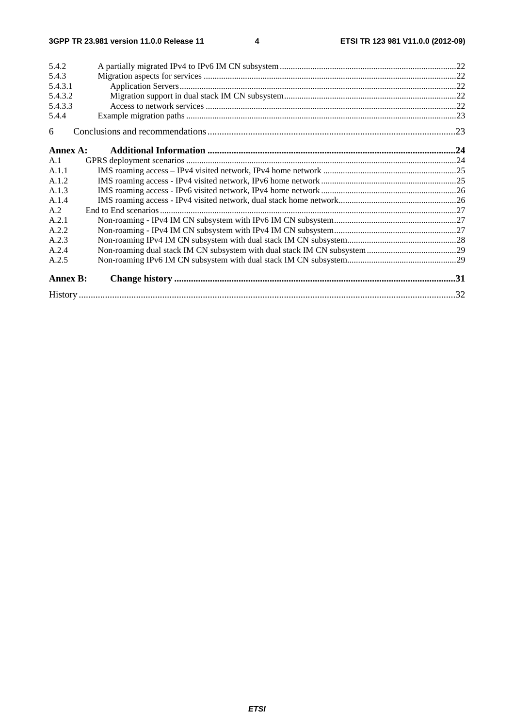5.4.2 A partially migrated IPv4 to IPv6 IM CN subsystem ....22
5.4.3 Migration aspects for services ....22
5.4.3.1 Application Servers....22
5.4.3.2 Migration support in dual stack IM CN subsystem....22
5.4.3.3 Access to network services ....22
5.4.4 Example migration paths ....23

6 Conclusions and recommendations....23

**Annex A: Additional Information ....24**

A.1 GPRS deployment scenarios ....24
A.1.1 IMS roaming access – IPv4 visited network, IPv4 home network ....25
A.1.2 IMS roaming access - IPv4 visited network, IPv6 home network ....25
A.1.3 IMS roaming access - IPv6 visited network, IPv4 home network ....26
A.1.4 IMS roaming access - IPv4 visited network, dual stack home network....26
A.2 End to End scenarios....27
A.2.1 Non-roaming - IPv4 IM CN subsystem with IPv6 IM CN subsystem....27
A.2.2 Non-roaming - IPv4 IM CN subsystem with IPv4 IM CN subsystem....27
A.2.3 Non-roaming IPv4 IM CN subsystem with dual stack IM CN subsystem....28
A.2.4 Non-roaming dual stack IM CN subsystem with dual stack IM CN subsystem....29
A.2.5 Non-roaming IPv6 IM CN subsystem with dual stack IM CN subsystem....29

**Annex B: Change history ....31**

History ....32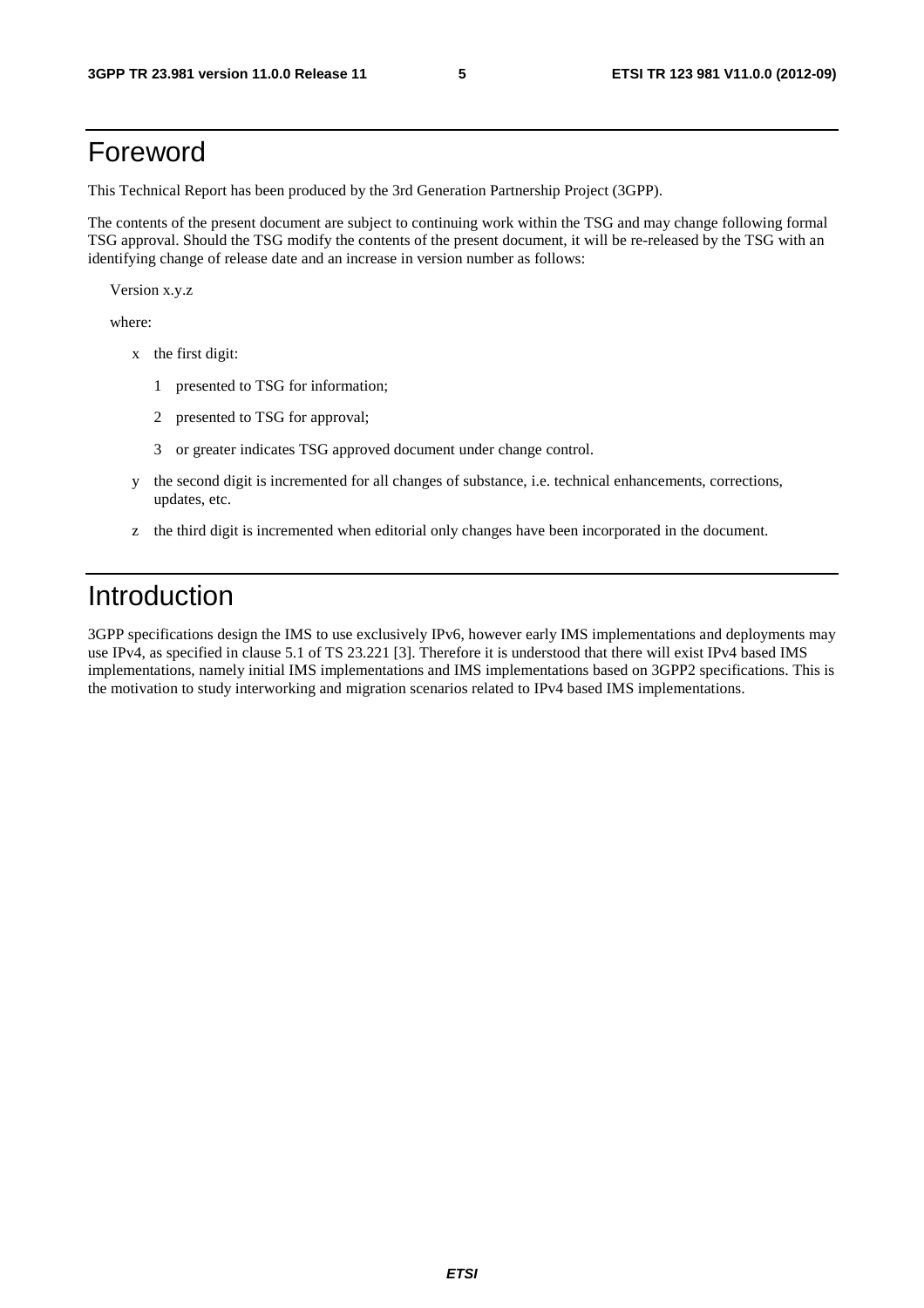# Foreword

This Technical Report has been produced by the 3rd Generation Partnership Project (3GPP).

The contents of the present document are subject to continuing work within the TSG and may change following formal TSG approval. Should the TSG modify the contents of the present document, it will be re-released by the TSG with an identifying change of release date and an increase in version number as follows:

Version x.y.z

where:

- x the first digit:
  - 1 presented to TSG for information;
  - 2 presented to TSG for approval;
  - 3 or greater indicates TSG approved document under change control.
- y the second digit is incremented for all changes of substance, i.e. technical enhancements, corrections, updates, etc.
- z the third digit is incremented when editorial only changes have been incorporated in the document.

# Introduction

3GPP specifications design the IMS to use exclusively IPv6, however early IMS implementations and deployments may use IPv4, as specified in clause 5.1 of TS 23.221 [3]. Therefore it is understood that there will exist IPv4 based IMS implementations, namely initial IMS implementations and IMS implementations based on 3GPP2 specifications. This is the motivation to study interworking and migration scenarios related to IPv4 based IMS implementations.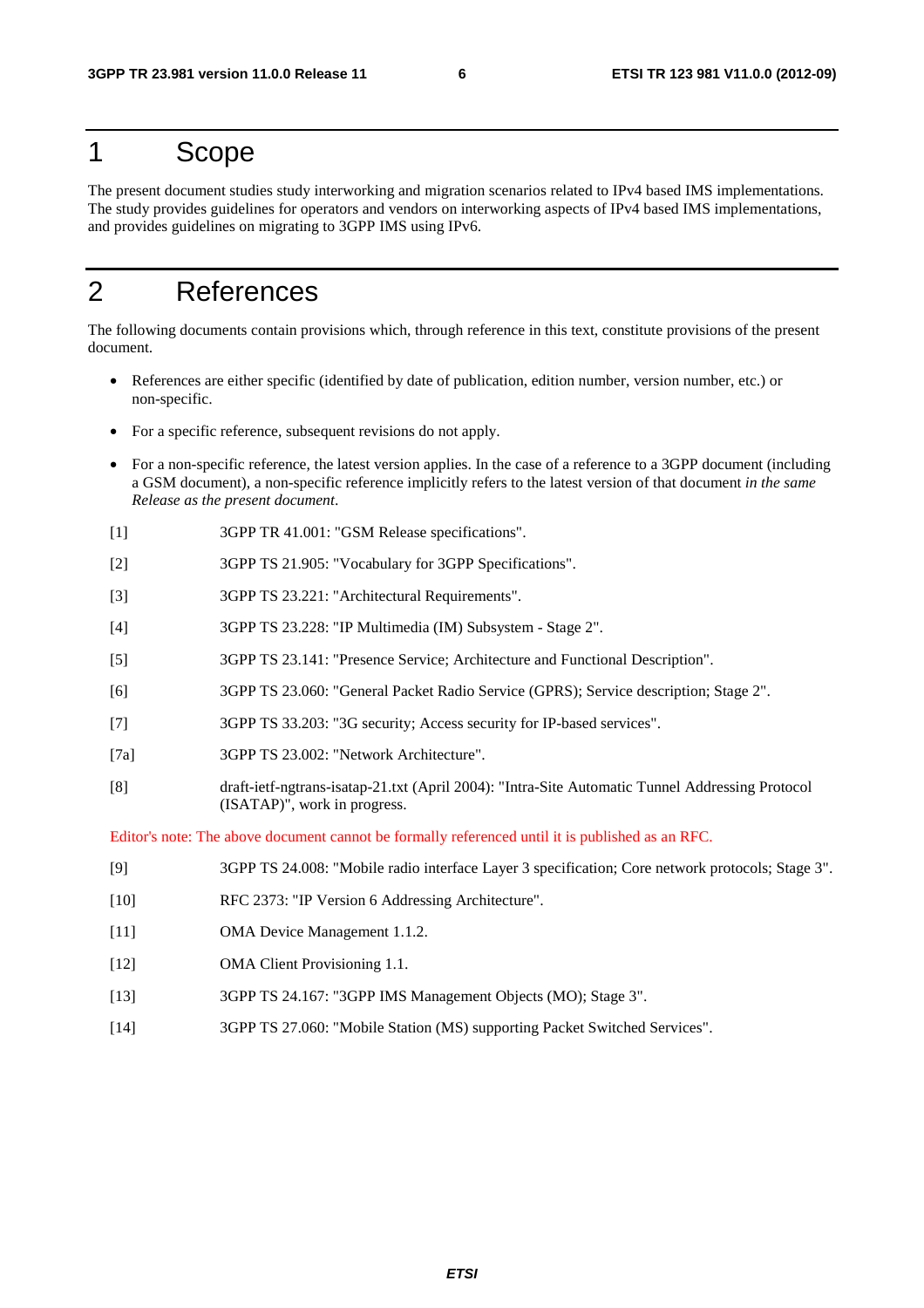# 1 Scope

The present document studies study interworking and migration scenarios related to IPv4 based IMS implementations. The study provides guidelines for operators and vendors on interworking aspects of IPv4 based IMS implementations, and provides guidelines on migrating to 3GPP IMS using IPv6.

# 2 References

The following documents contain provisions which, through reference in this text, constitute provisions of the present document.

- References are either specific (identified by date of publication, edition number, version number, etc.) or non-specific.
- For a specific reference, subsequent revisions do not apply.
- For a non-specific reference, the latest version applies. In the case of a reference to a 3GPP document (including a GSM document), a non-specific reference implicitly refers to the latest version of that document *in the same Release as the present document*.

[1] 3GPP TR 41.001: "GSM Release specifications".

[2] 3GPP TS 21.905: "Vocabulary for 3GPP Specifications".

[3] 3GPP TS 23.221: "Architectural Requirements".

[4] 3GPP TS 23.228: "IP Multimedia (IM) Subsystem - Stage 2".

[5] 3GPP TS 23.141: "Presence Service; Architecture and Functional Description".

[6] 3GPP TS 23.060: "General Packet Radio Service (GPRS); Service description; Stage 2".

[7] 3GPP TS 33.203: "3G security; Access security for IP-based services".

[7a] 3GPP TS 23.002: "Network Architecture".

[8] draft-ietf-ngtrans-isatap-21.txt (April 2004): "Intra-Site Automatic Tunnel Addressing Protocol (ISATAP)", work in progress.

Editor's note: The above document cannot be formally referenced until it is published as an RFC.

[9] 3GPP TS 24.008: "Mobile radio interface Layer 3 specification; Core network protocols; Stage 3".

[10] RFC 2373: "IP Version 6 Addressing Architecture".

[11] OMA Device Management 1.1.2.

[12] OMA Client Provisioning 1.1.

[13] 3GPP TS 24.167: "3GPP IMS Management Objects (MO); Stage 3".

[14] 3GPP TS 27.060: "Mobile Station (MS) supporting Packet Switched Services".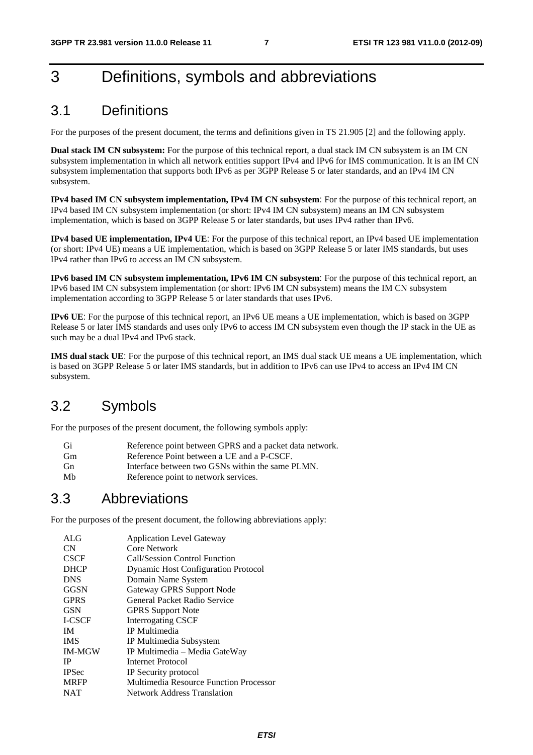# 3 Definitions, symbols and abbreviations

## 3.1 Definitions

For the purposes of the present document, the terms and definitions given in TS 21.905 [2] and the following apply.

**Dual stack IM CN subsystem:** For the purpose of this technical report, a dual stack IM CN subsystem is an IM CN subsystem implementation in which all network entities support IPv4 and IPv6 for IMS communication. It is an IM CN subsystem implementation that supports both IPv6 as per 3GPP Release 5 or later standards, and an IPv4 IM CN subsystem.

**IPv4 based IM CN subsystem implementation, IPv4 IM CN subsystem**: For the purpose of this technical report, an IPv4 based IM CN subsystem implementation (or short: IPv4 IM CN subsystem) means an IM CN subsystem implementation, which is based on 3GPP Release 5 or later standards, but uses IPv4 rather than IPv6.

**IPv4 based UE implementation, IPv4 UE**: For the purpose of this technical report, an IPv4 based UE implementation (or short: IPv4 UE) means a UE implementation, which is based on 3GPP Release 5 or later IMS standards, but uses IPv4 rather than IPv6 to access an IM CN subsystem.

**IPv6 based IM CN subsystem implementation, IPv6 IM CN subsystem**: For the purpose of this technical report, an IPv6 based IM CN subsystem implementation (or short: IPv6 IM CN subsystem) means the IM CN subsystem implementation according to 3GPP Release 5 or later standards that uses IPv6.

**IPv6 UE**: For the purpose of this technical report, an IPv6 UE means a UE implementation, which is based on 3GPP Release 5 or later IMS standards and uses only IPv6 to access IM CN subsystem even though the IP stack in the UE as such may be a dual IPv4 and IPv6 stack.

**IMS dual stack UE**: For the purpose of this technical report, an IMS dual stack UE means a UE implementation, which is based on 3GPP Release 5 or later IMS standards, but in addition to IPv6 can use IPv4 to access an IPv4 IM CN subsystem.

## 3.2 Symbols

For the purposes of the present document, the following symbols apply:

| | |
|---|---|
| Gi | Reference point between GPRS and a packet data network. |
| Gm | Reference Point between a UE and a P-CSCF. |
| Gn | Interface between two GSNs within the same PLMN. |
| Mb | Reference point to network services. |

## 3.3 Abbreviations

For the purposes of the present document, the following abbreviations apply:

| | |
|---|---|
| ALG | Application Level Gateway |
| CN | Core Network |
| CSCF | Call/Session Control Function |
| DHCP | Dynamic Host Configuration Protocol |
| DNS | Domain Name System |
| GGSN | Gateway GPRS Support Node |
| GPRS | General Packet Radio Service |
| GSN | GPRS Support Note |
| I-CSCF | Interrogating CSCF |
| IM | IP Multimedia |
| IMS | IP Multimedia Subsystem |
| IM-MGW | IP Multimedia – Media GateWay |
| IP | Internet Protocol |
| IPSec | IP Security protocol |
| MRFP | Multimedia Resource Function Processor |
| NAT | Network Address Translation |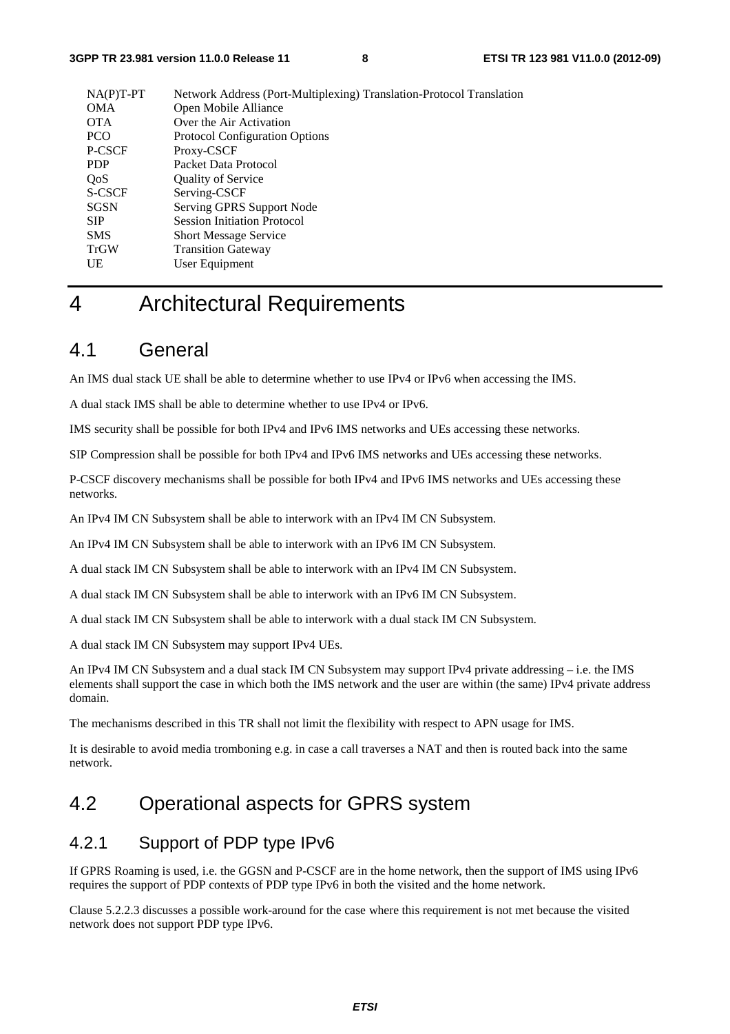| | |
|---|---|
| NA(P)T-PT | Network Address (Port-Multiplexing) Translation-Protocol Translation |
| OMA | Open Mobile Alliance |
| OTA | Over the Air Activation |
| PCO | Protocol Configuration Options |
| P-CSCF | Proxy-CSCF |
| PDP | Packet Data Protocol |
| QoS | Quality of Service |
| S-CSCF | Serving-CSCF |
| SGSN | Serving GPRS Support Node |
| SIP | Session Initiation Protocol |
| SMS | Short Message Service |
| TrGW | Transition Gateway |
| UE | User Equipment |

# 4 Architectural Requirements

## 4.1 General

An IMS dual stack UE shall be able to determine whether to use IPv4 or IPv6 when accessing the IMS.

A dual stack IMS shall be able to determine whether to use IPv4 or IPv6.

IMS security shall be possible for both IPv4 and IPv6 IMS networks and UEs accessing these networks.

SIP Compression shall be possible for both IPv4 and IPv6 IMS networks and UEs accessing these networks.

P-CSCF discovery mechanisms shall be possible for both IPv4 and IPv6 IMS networks and UEs accessing these networks.

An IPv4 IM CN Subsystem shall be able to interwork with an IPv4 IM CN Subsystem.

An IPv4 IM CN Subsystem shall be able to interwork with an IPv6 IM CN Subsystem.

A dual stack IM CN Subsystem shall be able to interwork with an IPv4 IM CN Subsystem.

A dual stack IM CN Subsystem shall be able to interwork with an IPv6 IM CN Subsystem.

A dual stack IM CN Subsystem shall be able to interwork with a dual stack IM CN Subsystem.

A dual stack IM CN Subsystem may support IPv4 UEs.

An IPv4 IM CN Subsystem and a dual stack IM CN Subsystem may support IPv4 private addressing – i.e. the IMS elements shall support the case in which both the IMS network and the user are within (the same) IPv4 private address domain.

The mechanisms described in this TR shall not limit the flexibility with respect to APN usage for IMS.

It is desirable to avoid media tromboning e.g. in case a call traverses a NAT and then is routed back into the same network.

## 4.2 Operational aspects for GPRS system

### 4.2.1 Support of PDP type IPv6

If GPRS Roaming is used, i.e. the GGSN and P-CSCF are in the home network, then the support of IMS using IPv6 requires the support of PDP contexts of PDP type IPv6 in both the visited and the home network.

Clause 5.2.2.3 discusses a possible work-around for the case where this requirement is not met because the visited network does not support PDP type IPv6.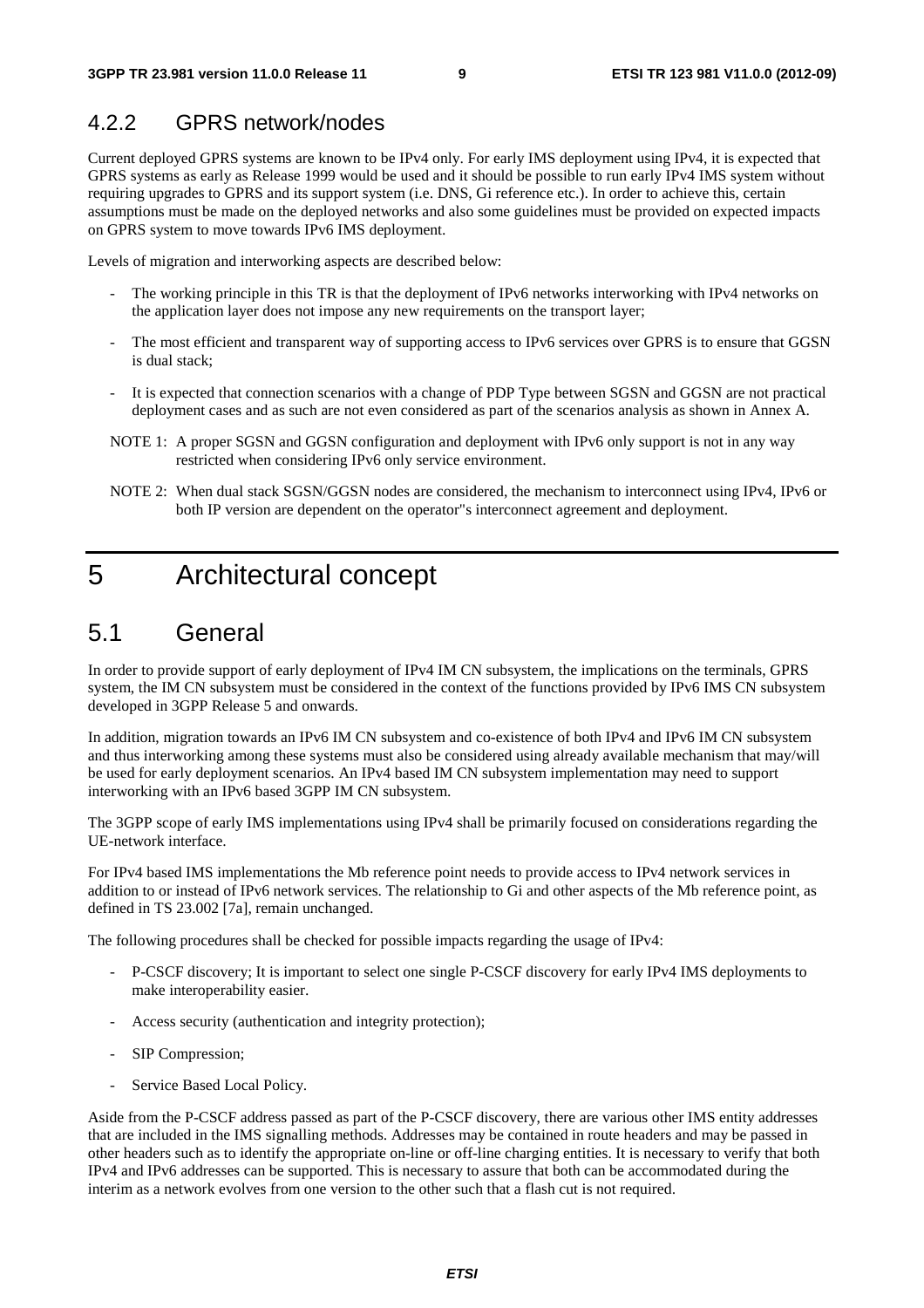### 4.2.2 GPRS network/nodes

Current deployed GPRS systems are known to be IPv4 only. For early IMS deployment using IPv4, it is expected that GPRS systems as early as Release 1999 would be used and it should be possible to run early IPv4 IMS system without requiring upgrades to GPRS and its support system (i.e. DNS, Gi reference etc.). In order to achieve this, certain assumptions must be made on the deployed networks and also some guidelines must be provided on expected impacts on GPRS system to move towards IPv6 IMS deployment.

Levels of migration and interworking aspects are described below:

- The working principle in this TR is that the deployment of IPv6 networks interworking with IPv4 networks on the application layer does not impose any new requirements on the transport layer;
- The most efficient and transparent way of supporting access to IPv6 services over GPRS is to ensure that GGSN is dual stack;
- It is expected that connection scenarios with a change of PDP Type between SGSN and GGSN are not practical deployment cases and as such are not even considered as part of the scenarios analysis as shown in Annex A.

NOTE 1: A proper SGSN and GGSN configuration and deployment with IPv6 only support is not in any way restricted when considering IPv6 only service environment.

NOTE 2: When dual stack SGSN/GGSN nodes are considered, the mechanism to interconnect using IPv4, IPv6 or both IP version are dependent on the operator"s interconnect agreement and deployment.

# 5 Architectural concept

## 5.1 General

In order to provide support of early deployment of IPv4 IM CN subsystem, the implications on the terminals, GPRS system, the IM CN subsystem must be considered in the context of the functions provided by IPv6 IMS CN subsystem developed in 3GPP Release 5 and onwards.

In addition, migration towards an IPv6 IM CN subsystem and co-existence of both IPv4 and IPv6 IM CN subsystem and thus interworking among these systems must also be considered using already available mechanism that may/will be used for early deployment scenarios. An IPv4 based IM CN subsystem implementation may need to support interworking with an IPv6 based 3GPP IM CN subsystem.

The 3GPP scope of early IMS implementations using IPv4 shall be primarily focused on considerations regarding the UE-network interface.

For IPv4 based IMS implementations the Mb reference point needs to provide access to IPv4 network services in addition to or instead of IPv6 network services. The relationship to Gi and other aspects of the Mb reference point, as defined in TS 23.002 [7a], remain unchanged.

The following procedures shall be checked for possible impacts regarding the usage of IPv4:

- P-CSCF discovery; It is important to select one single P-CSCF discovery for early IPv4 IMS deployments to make interoperability easier.
- Access security (authentication and integrity protection);
- SIP Compression;
- Service Based Local Policy.

Aside from the P-CSCF address passed as part of the P-CSCF discovery, there are various other IMS entity addresses that are included in the IMS signalling methods. Addresses may be contained in route headers and may be passed in other headers such as to identify the appropriate on-line or off-line charging entities. It is necessary to verify that both IPv4 and IPv6 addresses can be supported. This is necessary to assure that both can be accommodated during the interim as a network evolves from one version to the other such that a flash cut is not required.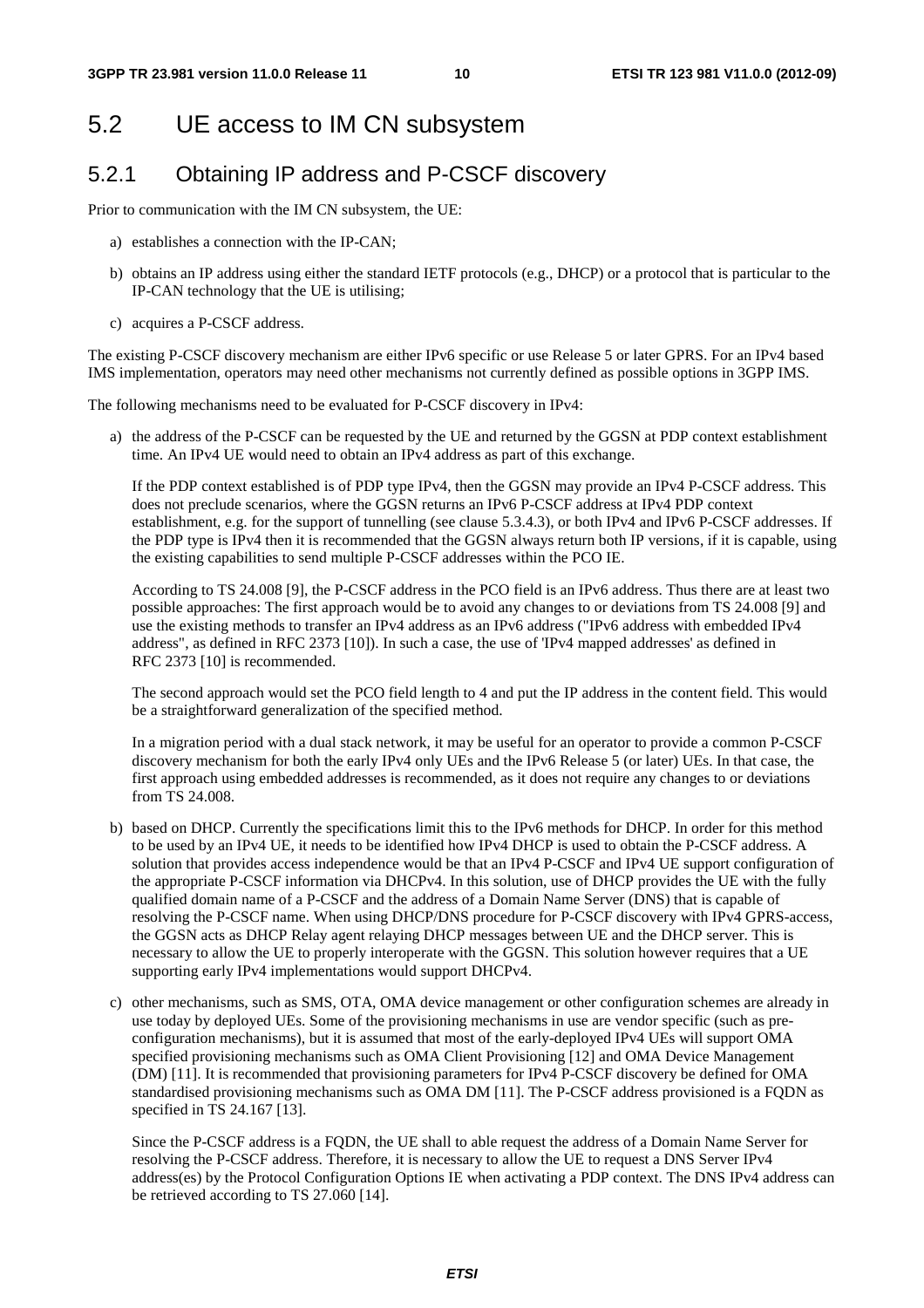## 5.2 UE access to IM CN subsystem

### 5.2.1 Obtaining IP address and P-CSCF discovery

Prior to communication with the IM CN subsystem, the UE:

a) establishes a connection with the IP-CAN;

b) obtains an IP address using either the standard IETF protocols (e.g., DHCP) or a protocol that is particular to the IP-CAN technology that the UE is utilising;

c) acquires a P-CSCF address.

The existing P-CSCF discovery mechanism are either IPv6 specific or use Release 5 or later GPRS. For an IPv4 based IMS implementation, operators may need other mechanisms not currently defined as possible options in 3GPP IMS.

The following mechanisms need to be evaluated for P-CSCF discovery in IPv4:

a) the address of the P-CSCF can be requested by the UE and returned by the GGSN at PDP context establishment time. An IPv4 UE would need to obtain an IPv4 address as part of this exchange.

   If the PDP context established is of PDP type IPv4, then the GGSN may provide an IPv4 P-CSCF address. This does not preclude scenarios, where the GGSN returns an IPv6 P-CSCF address at IPv4 PDP context establishment, e.g. for the support of tunnelling (see clause 5.3.4.3), or both IPv4 and IPv6 P-CSCF addresses. If the PDP type is IPv4 then it is recommended that the GGSN always return both IP versions, if it is capable, using the existing capabilities to send multiple P-CSCF addresses within the PCO IE.

   According to TS 24.008 [9], the P-CSCF address in the PCO field is an IPv6 address. Thus there are at least two possible approaches: The first approach would be to avoid any changes to or deviations from TS 24.008 [9] and use the existing methods to transfer an IPv4 address as an IPv6 address ("IPv6 address with embedded IPv4 address", as defined in RFC 2373 [10]). In such a case, the use of 'IPv4 mapped addresses' as defined in RFC 2373 [10] is recommended.

   The second approach would set the PCO field length to 4 and put the IP address in the content field. This would be a straightforward generalization of the specified method.

   In a migration period with a dual stack network, it may be useful for an operator to provide a common P-CSCF discovery mechanism for both the early IPv4 only UEs and the IPv6 Release 5 (or later) UEs. In that case, the first approach using embedded addresses is recommended, as it does not require any changes to or deviations from TS 24.008.

b) based on DHCP. Currently the specifications limit this to the IPv6 methods for DHCP. In order for this method to be used by an IPv4 UE, it needs to be identified how IPv4 DHCP is used to obtain the P-CSCF address. A solution that provides access independence would be that an IPv4 P-CSCF and IPv4 UE support configuration of the appropriate P-CSCF information via DHCPv4. In this solution, use of DHCP provides the UE with the fully qualified domain name of a P-CSCF and the address of a Domain Name Server (DNS) that is capable of resolving the P-CSCF name. When using DHCP/DNS procedure for P-CSCF discovery with IPv4 GPRS-access, the GGSN acts as DHCP Relay agent relaying DHCP messages between UE and the DHCP server. This is necessary to allow the UE to properly interoperate with the GGSN. This solution however requires that a UE supporting early IPv4 implementations would support DHCPv4.

c) other mechanisms, such as SMS, OTA, OMA device management or other configuration schemes are already in use today by deployed UEs. Some of the provisioning mechanisms in use are vendor specific (such as pre-configuration mechanisms), but it is assumed that most of the early-deployed IPv4 UEs will support OMA specified provisioning mechanisms such as OMA Client Provisioning [12] and OMA Device Management (DM) [11]. It is recommended that provisioning parameters for IPv4 P-CSCF discovery be defined for OMA standardised provisioning mechanisms such as OMA DM [11]. The P-CSCF address provisioned is a FQDN as specified in TS 24.167 [13].

   Since the P-CSCF address is a FQDN, the UE shall to able request the address of a Domain Name Server for resolving the P-CSCF address. Therefore, it is necessary to allow the UE to request a DNS Server IPv4 address(es) by the Protocol Configuration Options IE when activating a PDP context. The DNS IPv4 address can be retrieved according to TS 27.060 [14].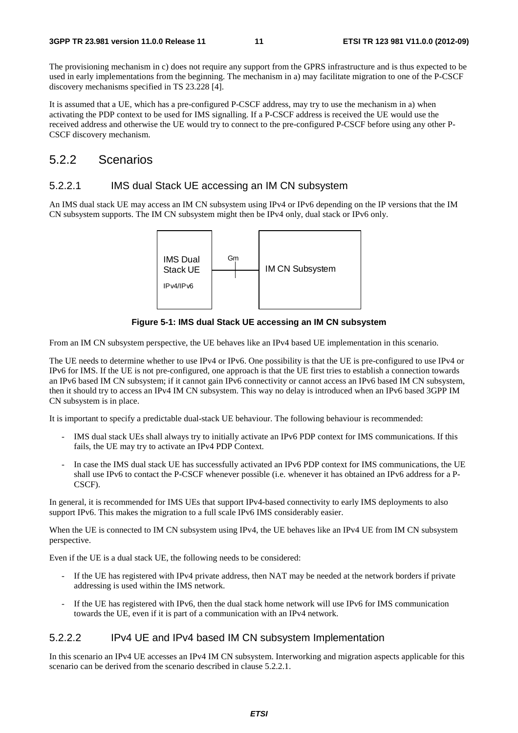The provisioning mechanism in c) does not require any support from the GPRS infrastructure and is thus expected to be used in early implementations from the beginning. The mechanism in a) may facilitate migration to one of the P-CSCF discovery mechanisms specified in TS 23.228 [4].

It is assumed that a UE, which has a pre-configured P-CSCF address, may try to use the mechanism in a) when activating the PDP context to be used for IMS signalling. If a P-CSCF address is received the UE would use the received address and otherwise the UE would try to connect to the pre-configured P-CSCF before using any other P-CSCF discovery mechanism.

## 5.2.2 Scenarios

### 5.2.2.1 IMS dual Stack UE accessing an IM CN subsystem

An IMS dual stack UE may access an IM CN subsystem using IPv4 or IPv6 depending on the IP versions that the IM CN subsystem supports. The IM CN subsystem might then be IPv4 only, dual stack or IPv6 only.

IMS Dual Stack UE IPv4/IPv6 — Gm — IM CN Subsystem

**Figure 5-1: IMS dual Stack UE accessing an IM CN subsystem**

From an IM CN subsystem perspective, the UE behaves like an IPv4 based UE implementation in this scenario.

The UE needs to determine whether to use IPv4 or IPv6. One possibility is that the UE is pre-configured to use IPv4 or IPv6 for IMS. If the UE is not pre-configured, one approach is that the UE first tries to establish a connection towards an IPv6 based IM CN subsystem; if it cannot gain IPv6 connectivity or cannot access an IPv6 based IM CN subsystem, then it should try to access an IPv4 IM CN subsystem. This way no delay is introduced when an IPv6 based 3GPP IM CN subsystem is in place.

It is important to specify a predictable dual-stack UE behaviour. The following behaviour is recommended:

- IMS dual stack UEs shall always try to initially activate an IPv6 PDP context for IMS communications. If this fails, the UE may try to activate an IPv4 PDP Context.
- In case the IMS dual stack UE has successfully activated an IPv6 PDP context for IMS communications, the UE shall use IPv6 to contact the P-CSCF whenever possible (i.e. whenever it has obtained an IPv6 address for a P-CSCF).

In general, it is recommended for IMS UEs that support IPv4-based connectivity to early IMS deployments to also support IPv6. This makes the migration to a full scale IPv6 IMS considerably easier.

When the UE is connected to IM CN subsystem using IPv4, the UE behaves like an IPv4 UE from IM CN subsystem perspective.

Even if the UE is a dual stack UE, the following needs to be considered:

- If the UE has registered with IPv4 private address, then NAT may be needed at the network borders if private addressing is used within the IMS network.
- If the UE has registered with IPv6, then the dual stack home network will use IPv6 for IMS communication towards the UE, even if it is part of a communication with an IPv4 network.

### 5.2.2.2 IPv4 UE and IPv4 based IM CN subsystem Implementation

In this scenario an IPv4 UE accesses an IPv4 IM CN subsystem. Interworking and migration aspects applicable for this scenario can be derived from the scenario described in clause 5.2.2.1.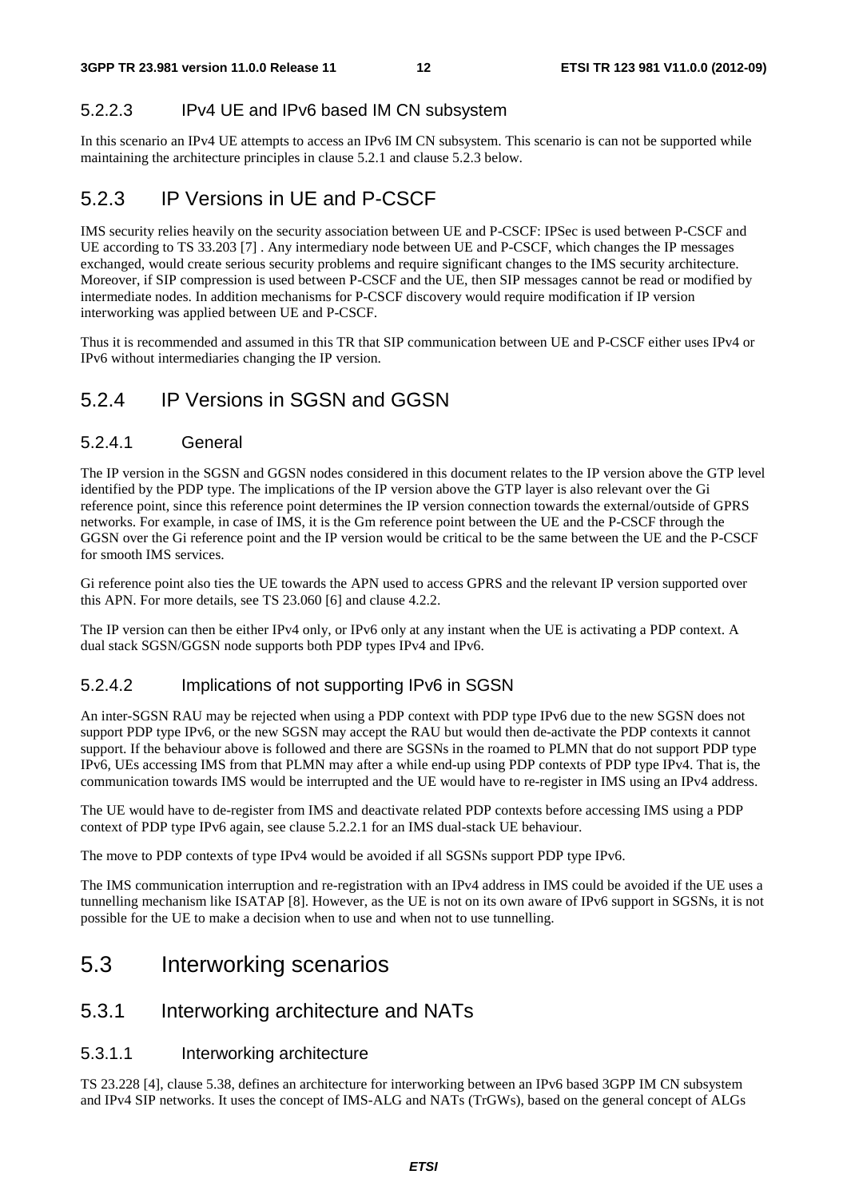#### 5.2.2.3 IPv4 UE and IPv6 based IM CN subsystem

In this scenario an IPv4 UE attempts to access an IPv6 IM CN subsystem. This scenario is can not be supported while maintaining the architecture principles in clause 5.2.1 and clause 5.2.3 below.

### 5.2.3 IP Versions in UE and P-CSCF

IMS security relies heavily on the security association between UE and P-CSCF: IPSec is used between P-CSCF and UE according to TS 33.203 [7] . Any intermediary node between UE and P-CSCF, which changes the IP messages exchanged, would create serious security problems and require significant changes to the IMS security architecture. Moreover, if SIP compression is used between P-CSCF and the UE, then SIP messages cannot be read or modified by intermediate nodes. In addition mechanisms for P-CSCF discovery would require modification if IP version interworking was applied between UE and P-CSCF.

Thus it is recommended and assumed in this TR that SIP communication between UE and P-CSCF either uses IPv4 or IPv6 without intermediaries changing the IP version.

### 5.2.4 IP Versions in SGSN and GGSN

#### 5.2.4.1 General

The IP version in the SGSN and GGSN nodes considered in this document relates to the IP version above the GTP level identified by the PDP type. The implications of the IP version above the GTP layer is also relevant over the Gi reference point, since this reference point determines the IP version connection towards the external/outside of GPRS networks. For example, in case of IMS, it is the Gm reference point between the UE and the P-CSCF through the GGSN over the Gi reference point and the IP version would be critical to be the same between the UE and the P-CSCF for smooth IMS services.

Gi reference point also ties the UE towards the APN used to access GPRS and the relevant IP version supported over this APN. For more details, see TS 23.060 [6] and clause 4.2.2.

The IP version can then be either IPv4 only, or IPv6 only at any instant when the UE is activating a PDP context. A dual stack SGSN/GGSN node supports both PDP types IPv4 and IPv6.

#### 5.2.4.2 Implications of not supporting IPv6 in SGSN

An inter-SGSN RAU may be rejected when using a PDP context with PDP type IPv6 due to the new SGSN does not support PDP type IPv6, or the new SGSN may accept the RAU but would then de-activate the PDP contexts it cannot support. If the behaviour above is followed and there are SGSNs in the roamed to PLMN that do not support PDP type IPv6, UEs accessing IMS from that PLMN may after a while end-up using PDP contexts of PDP type IPv4. That is, the communication towards IMS would be interrupted and the UE would have to re-register in IMS using an IPv4 address.

The UE would have to de-register from IMS and deactivate related PDP contexts before accessing IMS using a PDP context of PDP type IPv6 again, see clause 5.2.2.1 for an IMS dual-stack UE behaviour.

The move to PDP contexts of type IPv4 would be avoided if all SGSNs support PDP type IPv6.

The IMS communication interruption and re-registration with an IPv4 address in IMS could be avoided if the UE uses a tunnelling mechanism like ISATAP [8]. However, as the UE is not on its own aware of IPv6 support in SGSNs, it is not possible for the UE to make a decision when to use and when not to use tunnelling.

## 5.3 Interworking scenarios

### 5.3.1 Interworking architecture and NATs

#### 5.3.1.1 Interworking architecture

TS 23.228 [4], clause 5.38, defines an architecture for interworking between an IPv6 based 3GPP IM CN subsystem and IPv4 SIP networks. It uses the concept of IMS-ALG and NATs (TrGWs), based on the general concept of ALGs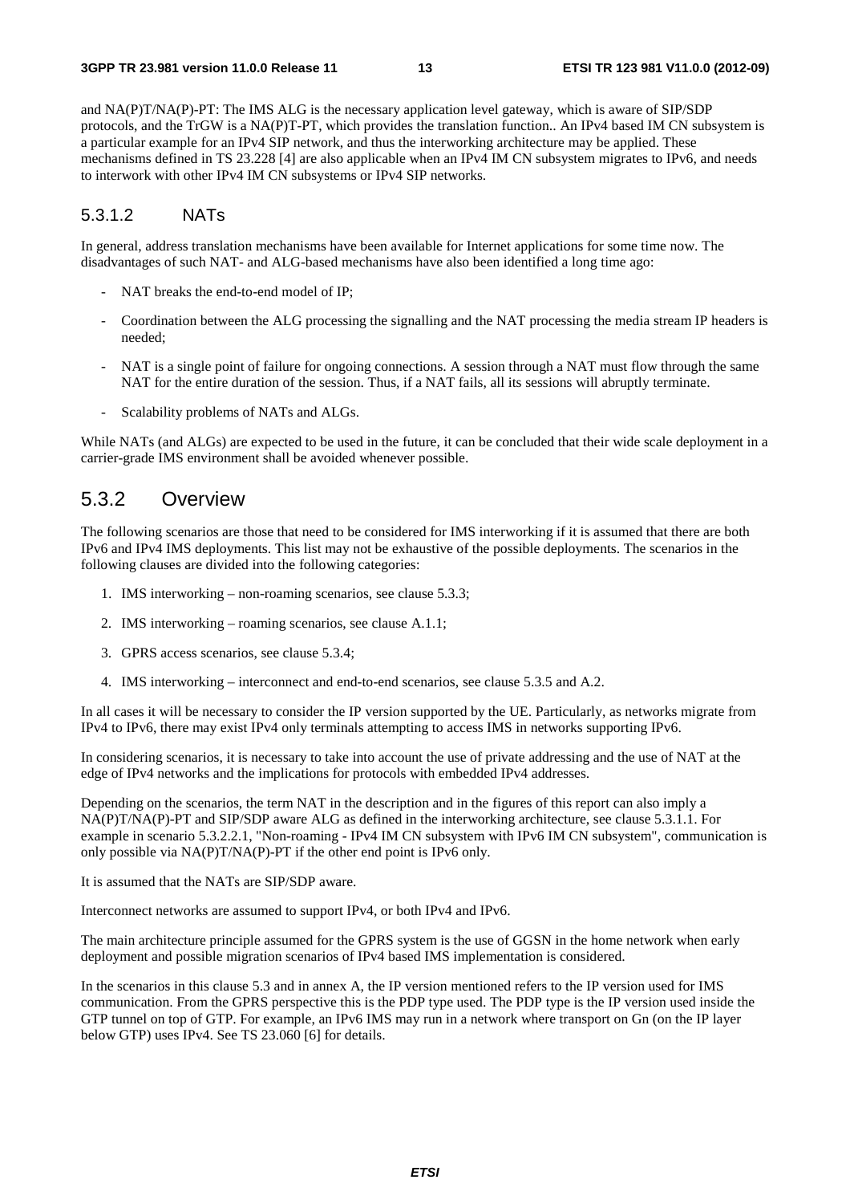and NA(P)T/NA(P)-PT: The IMS ALG is the necessary application level gateway, which is aware of SIP/SDP protocols, and the TrGW is a NA(P)T-PT, which provides the translation function.. An IPv4 based IM CN subsystem is a particular example for an IPv4 SIP network, and thus the interworking architecture may be applied. These mechanisms defined in TS 23.228 [4] are also applicable when an IPv4 IM CN subsystem migrates to IPv6, and needs to interwork with other IPv4 IM CN subsystems or IPv4 SIP networks.

#### 5.3.1.2 NATs

In general, address translation mechanisms have been available for Internet applications for some time now. The disadvantages of such NAT- and ALG-based mechanisms have also been identified a long time ago:

- NAT breaks the end-to-end model of IP;
- Coordination between the ALG processing the signalling and the NAT processing the media stream IP headers is needed;
- NAT is a single point of failure for ongoing connections. A session through a NAT must flow through the same NAT for the entire duration of the session. Thus, if a NAT fails, all its sessions will abruptly terminate.
- Scalability problems of NATs and ALGs.

While NATs (and ALGs) are expected to be used in the future, it can be concluded that their wide scale deployment in a carrier-grade IMS environment shall be avoided whenever possible.

### 5.3.2 Overview

The following scenarios are those that need to be considered for IMS interworking if it is assumed that there are both IPv6 and IPv4 IMS deployments. This list may not be exhaustive of the possible deployments. The scenarios in the following clauses are divided into the following categories:

1. IMS interworking – non-roaming scenarios, see clause 5.3.3;
2. IMS interworking – roaming scenarios, see clause A.1.1;
3. GPRS access scenarios, see clause 5.3.4;
4. IMS interworking – interconnect and end-to-end scenarios, see clause 5.3.5 and A.2.

In all cases it will be necessary to consider the IP version supported by the UE. Particularly, as networks migrate from IPv4 to IPv6, there may exist IPv4 only terminals attempting to access IMS in networks supporting IPv6.

In considering scenarios, it is necessary to take into account the use of private addressing and the use of NAT at the edge of IPv4 networks and the implications for protocols with embedded IPv4 addresses.

Depending on the scenarios, the term NAT in the description and in the figures of this report can also imply a NA(P)T/NA(P)-PT and SIP/SDP aware ALG as defined in the interworking architecture, see clause 5.3.1.1. For example in scenario 5.3.2.2.1, "Non-roaming - IPv4 IM CN subsystem with IPv6 IM CN subsystem", communication is only possible via NA(P)T/NA(P)-PT if the other end point is IPv6 only.

It is assumed that the NATs are SIP/SDP aware.

Interconnect networks are assumed to support IPv4, or both IPv4 and IPv6.

The main architecture principle assumed for the GPRS system is the use of GGSN in the home network when early deployment and possible migration scenarios of IPv4 based IMS implementation is considered.

In the scenarios in this clause 5.3 and in annex A, the IP version mentioned refers to the IP version used for IMS communication. From the GPRS perspective this is the PDP type used. The PDP type is the IP version used inside the GTP tunnel on top of GTP. For example, an IPv6 IMS may run in a network where transport on Gn (on the IP layer below GTP) uses IPv4. See TS 23.060 [6] for details.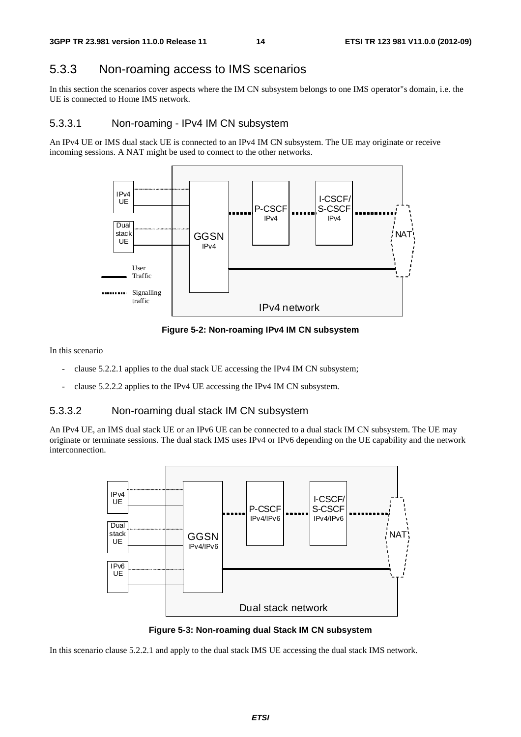### 5.3.3 Non-roaming access to IMS scenarios

In this section the scenarios cover aspects where the IM CN subsystem belongs to one IMS operator"s domain, i.e. the UE is connected to Home IMS network.

#### 5.3.3.1 Non-roaming - IPv4 IM CN subsystem

An IPv4 UE or IMS dual stack UE is connected to an IPv4 IM CN subsystem. The UE may originate or receive incoming sessions. A NAT might be used to connect to the other networks.

**Figure 5-2: Non-roaming IPv4 IM CN subsystem**

In this scenario

- clause 5.2.2.1 applies to the dual stack UE accessing the IPv4 IM CN subsystem;
- clause 5.2.2.2 applies to the IPv4 UE accessing the IPv4 IM CN subsystem.

#### 5.3.3.2 Non-roaming dual stack IM CN subsystem

An IPv4 UE, an IMS dual stack UE or an IPv6 UE can be connected to a dual stack IM CN subsystem. The UE may originate or terminate sessions. The dual stack IMS uses IPv4 or IPv6 depending on the UE capability and the network interconnection.

**Figure 5-3: Non-roaming dual Stack IM CN subsystem**

In this scenario clause 5.2.2.1 and apply to the dual stack IMS UE accessing the dual stack IMS network.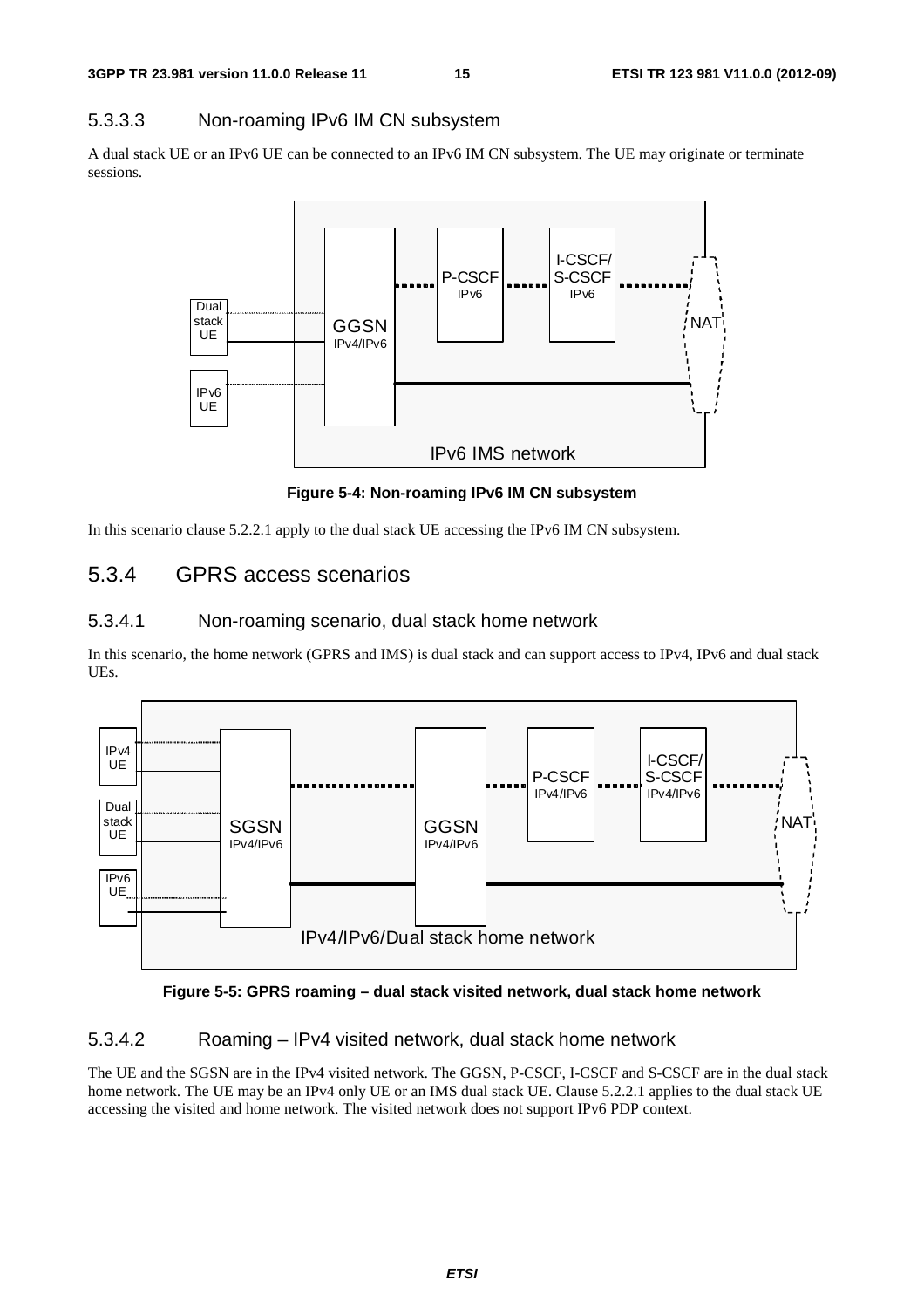#### 5.3.3.3 Non-roaming IPv6 IM CN subsystem

A dual stack UE or an IPv6 UE can be connected to an IPv6 IM CN subsystem. The UE may originate or terminate sessions.

**Figure 5-4: Non-roaming IPv6 IM CN subsystem**

In this scenario clause 5.2.2.1 apply to the dual stack UE accessing the IPv6 IM CN subsystem.

### 5.3.4 GPRS access scenarios

#### 5.3.4.1 Non-roaming scenario, dual stack home network

In this scenario, the home network (GPRS and IMS) is dual stack and can support access to IPv4, IPv6 and dual stack UEs.

**Figure 5-5: GPRS roaming – dual stack visited network, dual stack home network**

#### 5.3.4.2 Roaming – IPv4 visited network, dual stack home network

The UE and the SGSN are in the IPv4 visited network. The GGSN, P-CSCF, I-CSCF and S-CSCF are in the dual stack home network. The UE may be an IPv4 only UE or an IMS dual stack UE. Clause 5.2.2.1 applies to the dual stack UE accessing the visited and home network. The visited network does not support IPv6 PDP context.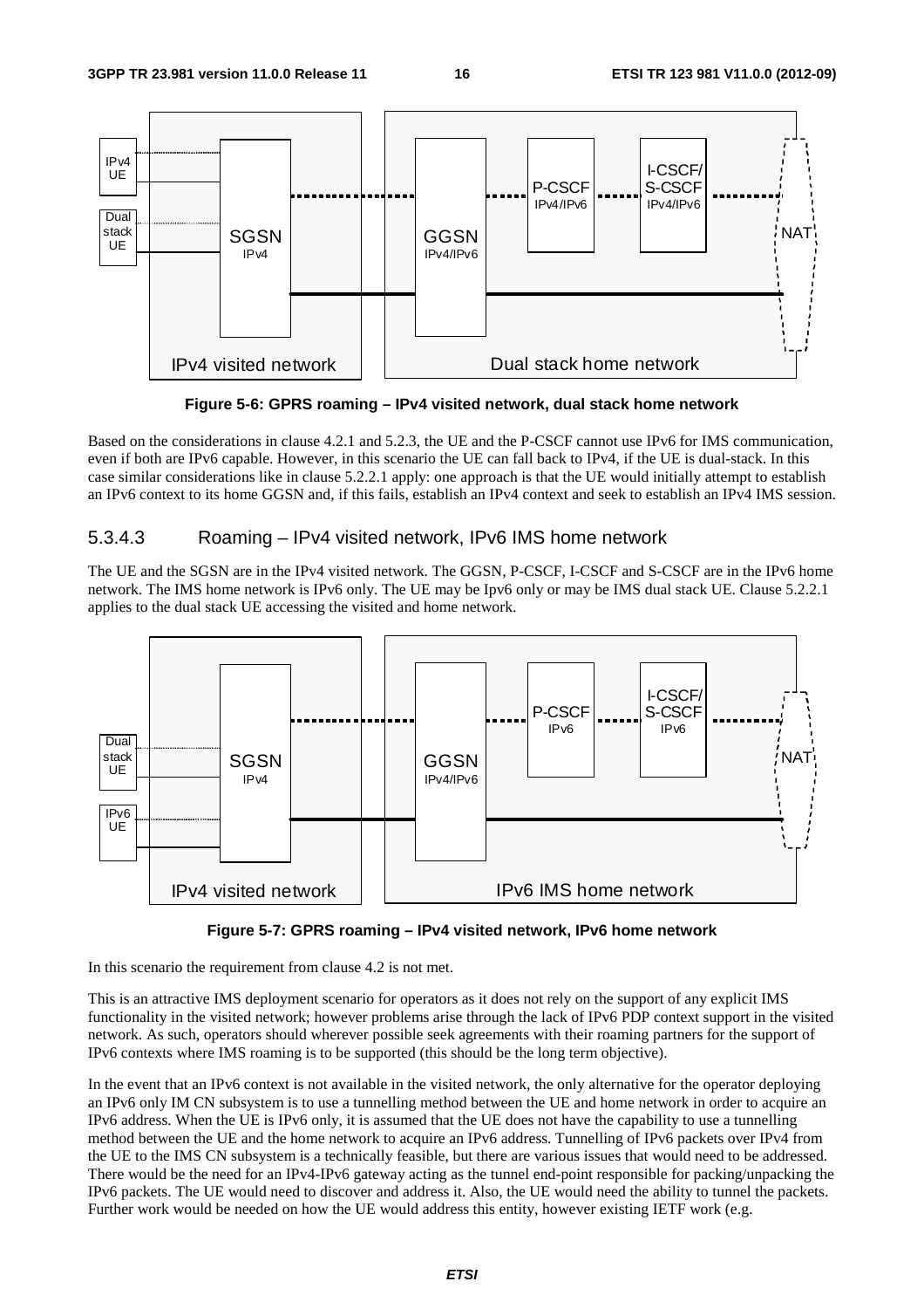**Figure 5-6: GPRS roaming – IPv4 visited network, dual stack home network**

Based on the considerations in clause 4.2.1 and 5.2.3, the UE and the P-CSCF cannot use IPv6 for IMS communication, even if both are IPv6 capable. However, in this scenario the UE can fall back to IPv4, if the UE is dual-stack. In this case similar considerations like in clause 5.2.2.1 apply: one approach is that the UE would initially attempt to establish an IPv6 context to its home GGSN and, if this fails, establish an IPv4 context and seek to establish an IPv4 IMS session.

### 5.3.4.3 Roaming – IPv4 visited network, IPv6 IMS home network

The UE and the SGSN are in the IPv4 visited network. The GGSN, P-CSCF, I-CSCF and S-CSCF are in the IPv6 home network. The IMS home network is IPv6 only. The UE may be Ipv6 only or may be IMS dual stack UE. Clause 5.2.2.1 applies to the dual stack UE accessing the visited and home network.

**Figure 5-7: GPRS roaming – IPv4 visited network, IPv6 home network**

In this scenario the requirement from clause 4.2 is not met.

This is an attractive IMS deployment scenario for operators as it does not rely on the support of any explicit IMS functionality in the visited network; however problems arise through the lack of IPv6 PDP context support in the visited network. As such, operators should wherever possible seek agreements with their roaming partners for the support of IPv6 contexts where IMS roaming is to be supported (this should be the long term objective).

In the event that an IPv6 context is not available in the visited network, the only alternative for the operator deploying an IPv6 only IM CN subsystem is to use a tunnelling method between the UE and home network in order to acquire an IPv6 address. When the UE is IPv6 only, it is assumed that the UE does not have the capability to use a tunnelling method between the UE and the home network to acquire an IPv6 address. Tunnelling of IPv6 packets over IPv4 from the UE to the IMS CN subsystem is a technically feasible, but there are various issues that would need to be addressed. There would be the need for an IPv4-IPv6 gateway acting as the tunnel end-point responsible for packing/unpacking the IPv6 packets. The UE would need to discover and address it. Also, the UE would need the ability to tunnel the packets. Further work would be needed on how the UE would address this entity, however existing IETF work (e.g.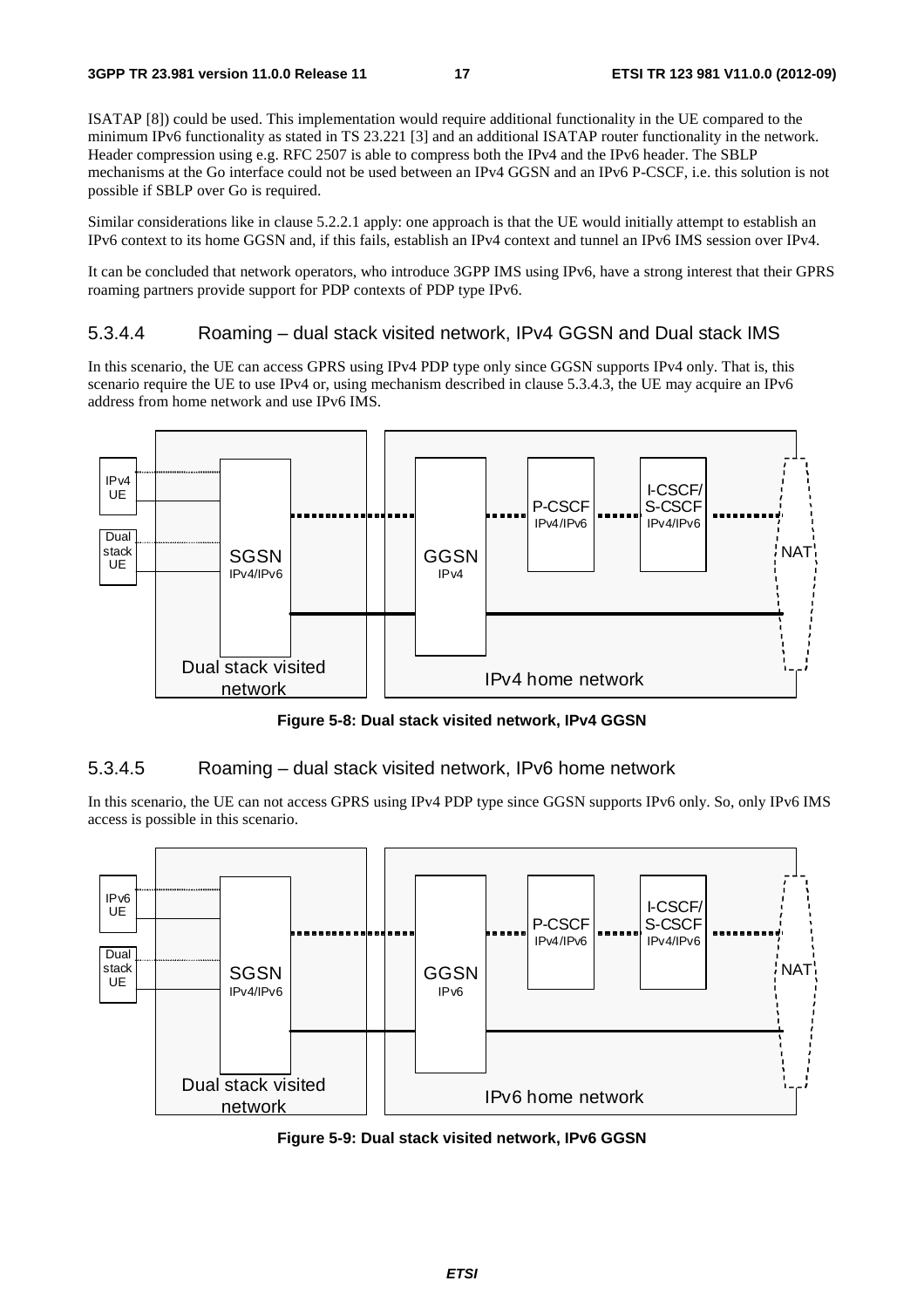ISATAP [8]) could be used. This implementation would require additional functionality in the UE compared to the minimum IPv6 functionality as stated in TS 23.221 [3] and an additional ISATAP router functionality in the network. Header compression using e.g. RFC 2507 is able to compress both the IPv4 and the IPv6 header. The SBLP mechanisms at the Go interface could not be used between an IPv4 GGSN and an IPv6 P-CSCF, i.e. this solution is not possible if SBLP over Go is required.

Similar considerations like in clause 5.2.2.1 apply: one approach is that the UE would initially attempt to establish an IPv6 context to its home GGSN and, if this fails, establish an IPv4 context and tunnel an IPv6 IMS session over IPv4.

It can be concluded that network operators, who introduce 3GPP IMS using IPv6, have a strong interest that their GPRS roaming partners provide support for PDP contexts of PDP type IPv6.

#### 5.3.4.4 Roaming – dual stack visited network, IPv4 GGSN and Dual stack IMS

In this scenario, the UE can access GPRS using IPv4 PDP type only since GGSN supports IPv4 only. That is, this scenario require the UE to use IPv4 or, using mechanism described in clause 5.3.4.3, the UE may acquire an IPv6 address from home network and use IPv6 IMS.

**Figure 5-8: Dual stack visited network, IPv4 GGSN**

#### 5.3.4.5 Roaming – dual stack visited network, IPv6 home network

In this scenario, the UE can not access GPRS using IPv4 PDP type since GGSN supports IPv6 only. So, only IPv6 IMS access is possible in this scenario.

**Figure 5-9: Dual stack visited network, IPv6 GGSN**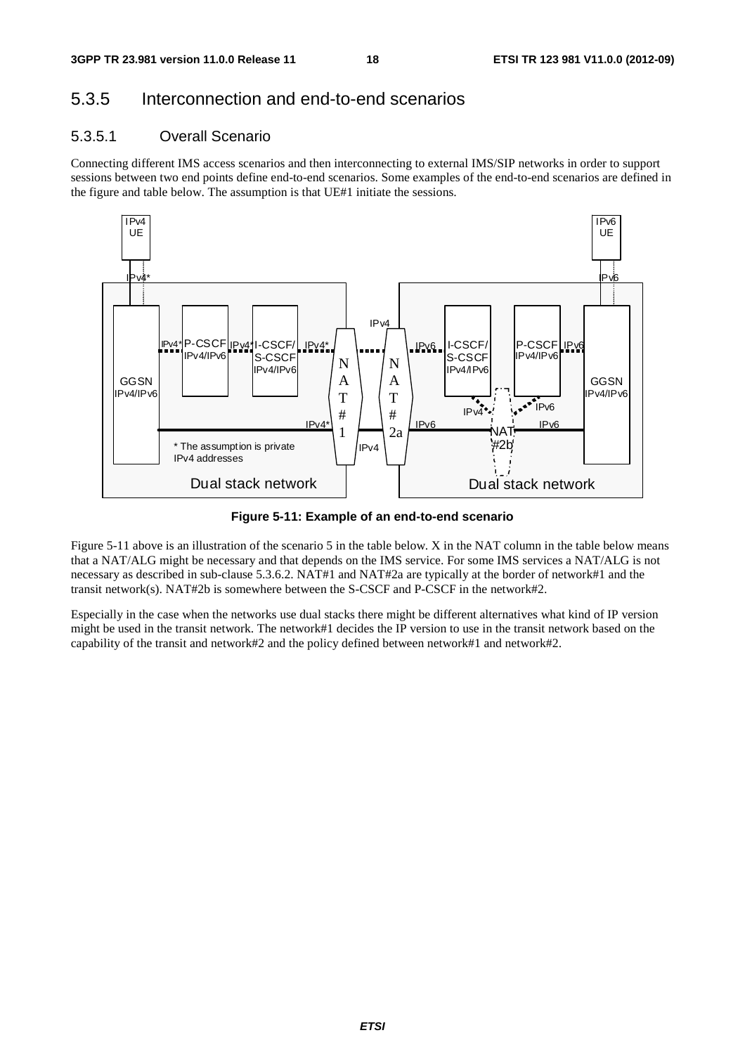## 5.3.5 Interconnection and end-to-end scenarios

### 5.3.5.1 Overall Scenario

Connecting different IMS access scenarios and then interconnecting to external IMS/SIP networks in order to support sessions between two end points define end-to-end scenarios. Some examples of the end-to-end scenarios are defined in the figure and table below. The assumption is that UE#1 initiate the sessions.

**Figure 5-11: Example of an end-to-end scenario**

Figure 5-11 above is an illustration of the scenario 5 in the table below. X in the NAT column in the table below means that a NAT/ALG might be necessary and that depends on the IMS service. For some IMS services a NAT/ALG is not necessary as described in sub-clause 5.3.6.2. NAT#1 and NAT#2a are typically at the border of network#1 and the transit network(s). NAT#2b is somewhere between the S-CSCF and P-CSCF in the network#2.

Especially in the case when the networks use dual stacks there might be different alternatives what kind of IP version might be used in the transit network. The network#1 decides the IP version to use in the transit network based on the capability of the transit and network#2 and the policy defined between network#1 and network#2.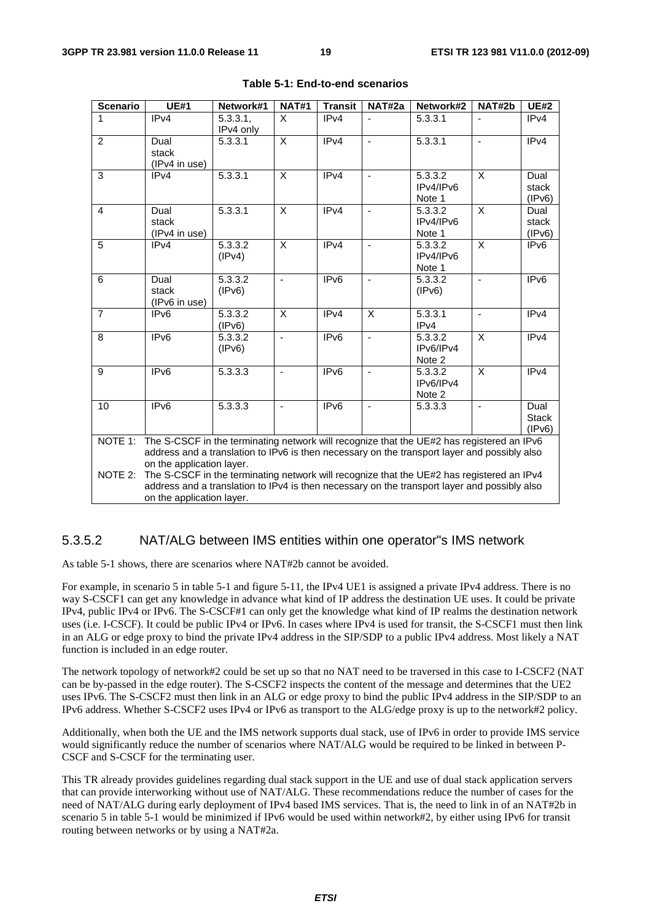**Table 5-1: End-to-end scenarios**

| Scenario | UE#1 | Network#1 | NAT#1 | Transit | NAT#2a | Network#2 | NAT#2b | UE#2 |
|---|---|---|---|---|---|---|---|---|
| 1 | IPv4 | 5.3.3.1, IPv4 only | X | IPv4 | - | 5.3.3.1 | - | IPv4 |
| 2 | Dual stack (IPv4 in use) | 5.3.3.1 | X | IPv4 | - | 5.3.3.1 | - | IPv4 |
| 3 | IPv4 | 5.3.3.1 | X | IPv4 | - | 5.3.3.2 IPv4/IPv6 Note 1 | X | Dual stack (IPv6) |
| 4 | Dual stack (IPv4 in use) | 5.3.3.1 | X | IPv4 | - | 5.3.3.2 IPv4/IPv6 Note 1 | X | Dual stack (IPv6) |
| 5 | IPv4 | 5.3.3.2 (IPv4) | X | IPv4 | - | 5.3.3.2 IPv4/IPv6 Note 1 | X | IPv6 |
| 6 | Dual stack (IPv6 in use) | 5.3.3.2 (IPv6) | - | IPv6 | - | 5.3.3.2 (IPv6) | - | IPv6 |
| 7 | IPv6 | 5.3.3.2 (IPv6) | X | IPv4 | X | 5.3.3.1 IPv4 | - | IPv4 |
| 8 | IPv6 | 5.3.3.2 (IPv6) | - | IPv6 | - | 5.3.3.2 IPv6/IPv4 Note 2 | X | IPv4 |
| 9 | IPv6 | 5.3.3.3 | - | IPv6 | - | 5.3.3.2 IPv6/IPv4 Note 2 | X | IPv4 |
| 10 | IPv6 | 5.3.3.3 | - | IPv6 | - | 5.3.3.3 | - | Dual Stack (IPv6) |

NOTE 1: The S-CSCF in the terminating network will recognize that the UE#2 has registered an IPv6 address and a translation to IPv6 is then necessary on the transport layer and possibly also on the application layer.

NOTE 2: The S-CSCF in the terminating network will recognize that the UE#2 has registered an IPv4 address and a translation to IPv4 is then necessary on the transport layer and possibly also on the application layer.

### 5.3.5.2 NAT/ALG between IMS entities within one operator"s IMS network

As table 5-1 shows, there are scenarios where NAT#2b cannot be avoided.

For example, in scenario 5 in table 5-1 and figure 5-11, the IPv4 UE1 is assigned a private IPv4 address. There is no way S-CSCF1 can get any knowledge in advance what kind of IP address the destination UE uses. It could be private IPv4, public IPv4 or IPv6. The S-CSCF#1 can only get the knowledge what kind of IP realms the destination network uses (i.e. I-CSCF). It could be public IPv4 or IPv6. In cases where IPv4 is used for transit, the S-CSCF1 must then link in an ALG or edge proxy to bind the private IPv4 address in the SIP/SDP to a public IPv4 address. Most likely a NAT function is included in an edge router.

The network topology of network#2 could be set up so that no NAT need to be traversed in this case to I-CSCF2 (NAT can be by-passed in the edge router). The S-CSCF2 inspects the content of the message and determines that the UE2 uses IPv6. The S-CSCF2 must then link in an ALG or edge proxy to bind the public IPv4 address in the SIP/SDP to an IPv6 address. Whether S-CSCF2 uses IPv4 or IPv6 as transport to the ALG/edge proxy is up to the network#2 policy.

Additionally, when both the UE and the IMS network supports dual stack, use of IPv6 in order to provide IMS service would significantly reduce the number of scenarios where NAT/ALG would be required to be linked in between P-CSCF and S-CSCF for the terminating user.

This TR already provides guidelines regarding dual stack support in the UE and use of dual stack application servers that can provide interworking without use of NAT/ALG. These recommendations reduce the number of cases for the need of NAT/ALG during early deployment of IPv4 based IMS services. That is, the need to link in of an NAT#2b in scenario 5 in table 5-1 would be minimized if IPv6 would be used within network#2, by either using IPv6 for transit routing between networks or by using a NAT#2a.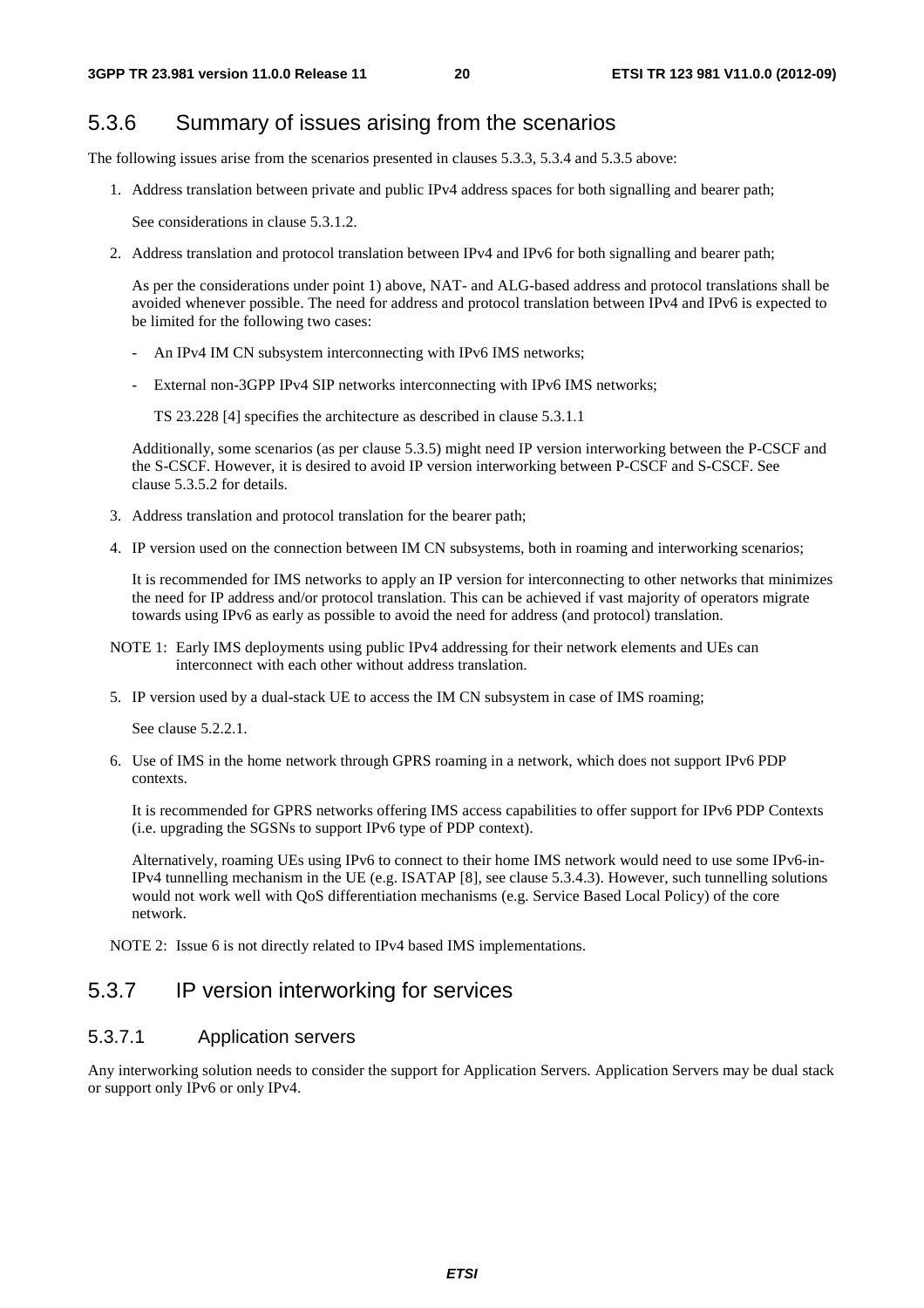## 5.3.6 Summary of issues arising from the scenarios

The following issues arise from the scenarios presented in clauses 5.3.3, 5.3.4 and 5.3.5 above:

1. Address translation between private and public IPv4 address spaces for both signalling and bearer path;

   See considerations in clause 5.3.1.2.

2. Address translation and protocol translation between IPv4 and IPv6 for both signalling and bearer path;

   As per the considerations under point 1) above, NAT- and ALG-based address and protocol translations shall be avoided whenever possible. The need for address and protocol translation between IPv4 and IPv6 is expected to be limited for the following two cases:

   - An IPv4 IM CN subsystem interconnecting with IPv6 IMS networks;
   - External non-3GPP IPv4 SIP networks interconnecting with IPv6 IMS networks;

     TS 23.228 [4] specifies the architecture as described in clause 5.3.1.1

   Additionally, some scenarios (as per clause 5.3.5) might need IP version interworking between the P-CSCF and the S-CSCF. However, it is desired to avoid IP version interworking between P-CSCF and S-CSCF. See clause 5.3.5.2 for details.

3. Address translation and protocol translation for the bearer path;

4. IP version used on the connection between IM CN subsystems, both in roaming and interworking scenarios;

   It is recommended for IMS networks to apply an IP version for interconnecting to other networks that minimizes the need for IP address and/or protocol translation. This can be achieved if vast majority of operators migrate towards using IPv6 as early as possible to avoid the need for address (and protocol) translation.

NOTE 1: Early IMS deployments using public IPv4 addressing for their network elements and UEs can interconnect with each other without address translation.

5. IP version used by a dual-stack UE to access the IM CN subsystem in case of IMS roaming;

   See clause 5.2.2.1.

6. Use of IMS in the home network through GPRS roaming in a network, which does not support IPv6 PDP contexts.

   It is recommended for GPRS networks offering IMS access capabilities to offer support for IPv6 PDP Contexts (i.e. upgrading the SGSNs to support IPv6 type of PDP context).

   Alternatively, roaming UEs using IPv6 to connect to their home IMS network would need to use some IPv6-in-IPv4 tunnelling mechanism in the UE (e.g. ISATAP [8], see clause 5.3.4.3). However, such tunnelling solutions would not work well with QoS differentiation mechanisms (e.g. Service Based Local Policy) of the core network.

NOTE 2: Issue 6 is not directly related to IPv4 based IMS implementations.

## 5.3.7 IP version interworking for services

### 5.3.7.1 Application servers

Any interworking solution needs to consider the support for Application Servers. Application Servers may be dual stack or support only IPv6 or only IPv4.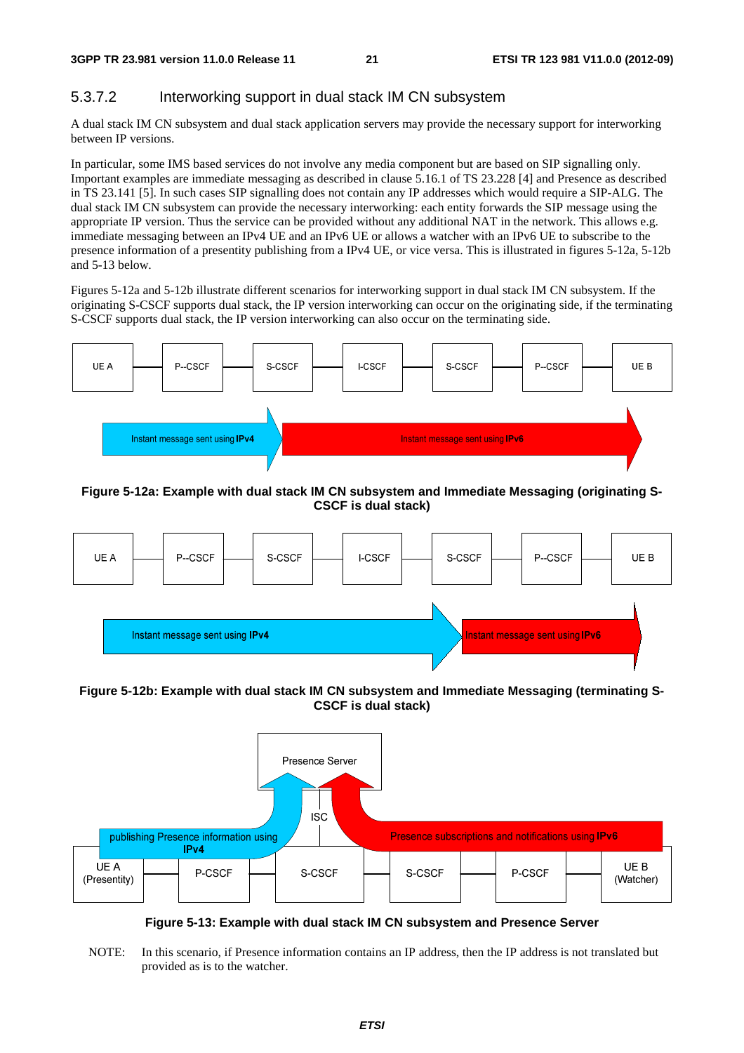### 5.3.7.2 Interworking support in dual stack IM CN subsystem

A dual stack IM CN subsystem and dual stack application servers may provide the necessary support for interworking between IP versions.

In particular, some IMS based services do not involve any media component but are based on SIP signalling only. Important examples are immediate messaging as described in clause 5.16.1 of TS 23.228 [4] and Presence as described in TS 23.141 [5]. In such cases SIP signalling does not contain any IP addresses which would require a SIP-ALG. The dual stack IM CN subsystem can provide the necessary interworking: each entity forwards the SIP message using the appropriate IP version. Thus the service can be provided without any additional NAT in the network. This allows e.g. immediate messaging between an IPv4 UE and an IPv6 UE or allows a watcher with an IPv6 UE to subscribe to the presence information of a presentity publishing from a IPv4 UE, or vice versa. This is illustrated in figures 5-12a, 5-12b and 5-13 below.

Figures 5-12a and 5-12b illustrate different scenarios for interworking support in dual stack IM CN subsystem. If the originating S-CSCF supports dual stack, the IP version interworking can occur on the originating side, if the terminating S-CSCF supports dual stack, the IP version interworking can also occur on the terminating side.

UE A — P--CSCF — S-CSCF — I-CSCF — S-CSCF — P--CSCF — UE B

Instant message sent using **IPv4** | Instant message sent using **IPv6**

**Figure 5-12a: Example with dual stack IM CN subsystem and Immediate Messaging (originating S-CSCF is dual stack)**

UE A — P--CSCF — S-CSCF — I-CSCF — S-CSCF — P--CSCF — UE B

Instant message sent using **IPv4** | Instant message sent using **IPv6**

**Figure 5-12b: Example with dual stack IM CN subsystem and Immediate Messaging (terminating S-CSCF is dual stack)**

Presence Server

ISC

publishing Presence information using **IPv4** | Presence subscriptions and notifications using **IPv6**

UE A (Presentity) — P-CSCF — S-CSCF — S-CSCF — P-CSCF — UE B (Watcher)

**Figure 5-13: Example with dual stack IM CN subsystem and Presence Server**

NOTE: In this scenario, if Presence information contains an IP address, then the IP address is not translated but provided as is to the watcher.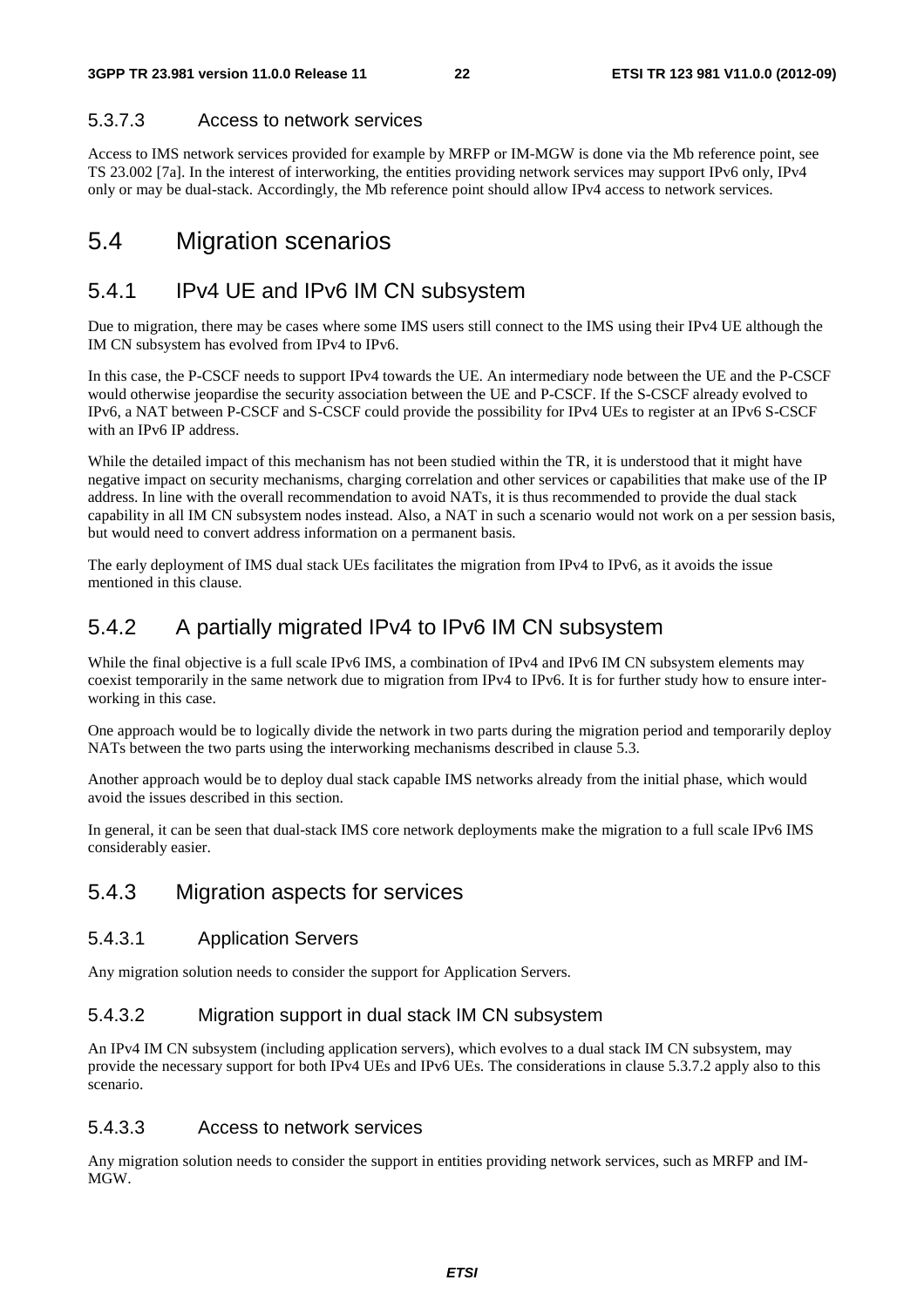#### 5.3.7.3 Access to network services

Access to IMS network services provided for example by MRFP or IM-MGW is done via the Mb reference point, see TS 23.002 [7a]. In the interest of interworking, the entities providing network services may support IPv6 only, IPv4 only or may be dual-stack. Accordingly, the Mb reference point should allow IPv4 access to network services.

## 5.4 Migration scenarios

### 5.4.1 IPv4 UE and IPv6 IM CN subsystem

Due to migration, there may be cases where some IMS users still connect to the IMS using their IPv4 UE although the IM CN subsystem has evolved from IPv4 to IPv6.

In this case, the P-CSCF needs to support IPv4 towards the UE. An intermediary node between the UE and the P-CSCF would otherwise jeopardise the security association between the UE and P-CSCF. If the S-CSCF already evolved to IPv6, a NAT between P-CSCF and S-CSCF could provide the possibility for IPv4 UEs to register at an IPv6 S-CSCF with an IPv6 IP address.

While the detailed impact of this mechanism has not been studied within the TR, it is understood that it might have negative impact on security mechanisms, charging correlation and other services or capabilities that make use of the IP address. In line with the overall recommendation to avoid NATs, it is thus recommended to provide the dual stack capability in all IM CN subsystem nodes instead. Also, a NAT in such a scenario would not work on a per session basis, but would need to convert address information on a permanent basis.

The early deployment of IMS dual stack UEs facilitates the migration from IPv4 to IPv6, as it avoids the issue mentioned in this clause.

### 5.4.2 A partially migrated IPv4 to IPv6 IM CN subsystem

While the final objective is a full scale IPv6 IMS, a combination of IPv4 and IPv6 IM CN subsystem elements may coexist temporarily in the same network due to migration from IPv4 to IPv6. It is for further study how to ensure interworking in this case.

One approach would be to logically divide the network in two parts during the migration period and temporarily deploy NATs between the two parts using the interworking mechanisms described in clause 5.3.

Another approach would be to deploy dual stack capable IMS networks already from the initial phase, which would avoid the issues described in this section.

In general, it can be seen that dual-stack IMS core network deployments make the migration to a full scale IPv6 IMS considerably easier.

### 5.4.3 Migration aspects for services

#### 5.4.3.1 Application Servers

Any migration solution needs to consider the support for Application Servers.

#### 5.4.3.2 Migration support in dual stack IM CN subsystem

An IPv4 IM CN subsystem (including application servers), which evolves to a dual stack IM CN subsystem, may provide the necessary support for both IPv4 UEs and IPv6 UEs. The considerations in clause 5.3.7.2 apply also to this scenario.

#### 5.4.3.3 Access to network services

Any migration solution needs to consider the support in entities providing network services, such as MRFP and IM-MGW.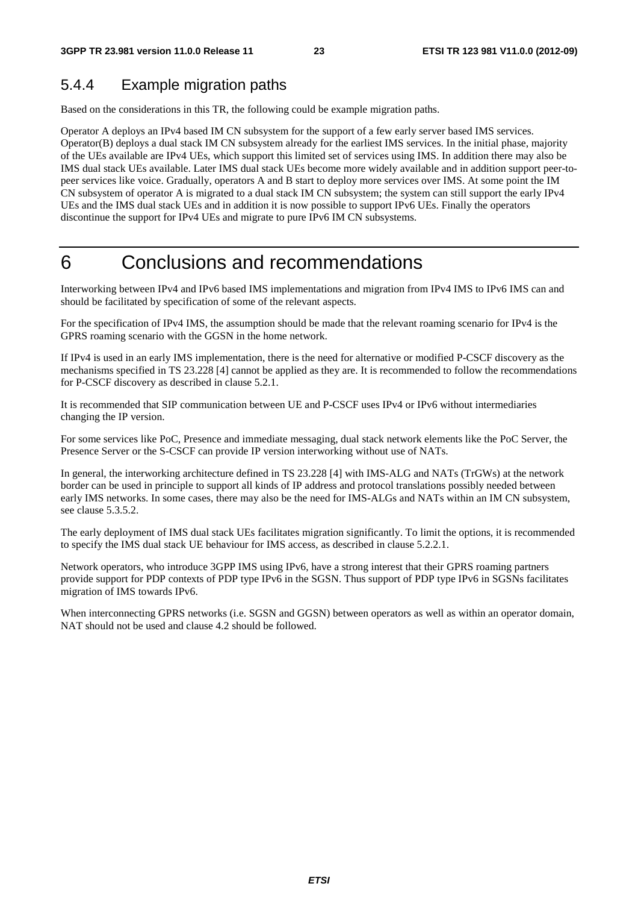### 5.4.4 Example migration paths

Based on the considerations in this TR, the following could be example migration paths.

Operator A deploys an IPv4 based IM CN subsystem for the support of a few early server based IMS services. Operator(B) deploys a dual stack IM CN subsystem already for the earliest IMS services. In the initial phase, majority of the UEs available are IPv4 UEs, which support this limited set of services using IMS. In addition there may also be IMS dual stack UEs available. Later IMS dual stack UEs become more widely available and in addition support peer-to-peer services like voice. Gradually, operators A and B start to deploy more services over IMS. At some point the IM CN subsystem of operator A is migrated to a dual stack IM CN subsystem; the system can still support the early IPv4 UEs and the IMS dual stack UEs and in addition it is now possible to support IPv6 UEs. Finally the operators discontinue the support for IPv4 UEs and migrate to pure IPv6 IM CN subsystems.

# 6 Conclusions and recommendations

Interworking between IPv4 and IPv6 based IMS implementations and migration from IPv4 IMS to IPv6 IMS can and should be facilitated by specification of some of the relevant aspects.

For the specification of IPv4 IMS, the assumption should be made that the relevant roaming scenario for IPv4 is the GPRS roaming scenario with the GGSN in the home network.

If IPv4 is used in an early IMS implementation, there is the need for alternative or modified P-CSCF discovery as the mechanisms specified in TS 23.228 [4] cannot be applied as they are. It is recommended to follow the recommendations for P-CSCF discovery as described in clause 5.2.1.

It is recommended that SIP communication between UE and P-CSCF uses IPv4 or IPv6 without intermediaries changing the IP version.

For some services like PoC, Presence and immediate messaging, dual stack network elements like the PoC Server, the Presence Server or the S-CSCF can provide IP version interworking without use of NATs.

In general, the interworking architecture defined in TS 23.228 [4] with IMS-ALG and NATs (TrGWs) at the network border can be used in principle to support all kinds of IP address and protocol translations possibly needed between early IMS networks. In some cases, there may also be the need for IMS-ALGs and NATs within an IM CN subsystem, see clause 5.3.5.2.

The early deployment of IMS dual stack UEs facilitates migration significantly. To limit the options, it is recommended to specify the IMS dual stack UE behaviour for IMS access, as described in clause 5.2.2.1.

Network operators, who introduce 3GPP IMS using IPv6, have a strong interest that their GPRS roaming partners provide support for PDP contexts of PDP type IPv6 in the SGSN. Thus support of PDP type IPv6 in SGSNs facilitates migration of IMS towards IPv6.

When interconnecting GPRS networks (i.e. SGSN and GGSN) between operators as well as within an operator domain, NAT should not be used and clause 4.2 should be followed.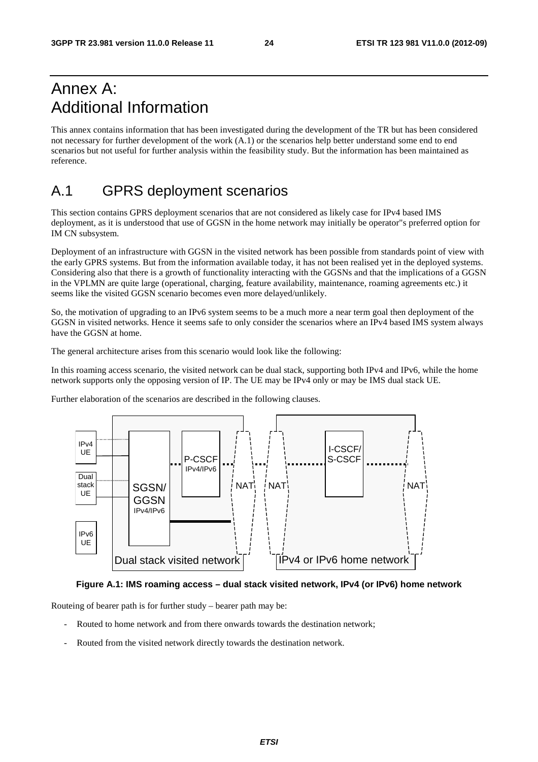# Annex A: Additional Information

This annex contains information that has been investigated during the development of the TR but has been considered not necessary for further development of the work (A.1) or the scenarios help better understand some end to end scenarios but not useful for further analysis within the feasibility study. But the information has been maintained as reference.

# A.1 GPRS deployment scenarios

This section contains GPRS deployment scenarios that are not considered as likely case for IPv4 based IMS deployment, as it is understood that use of GGSN in the home network may initially be operator"s preferred option for IM CN subsystem.

Deployment of an infrastructure with GGSN in the visited network has been possible from standards point of view with the early GPRS systems. But from the information available today, it has not been realised yet in the deployed systems. Considering also that there is a growth of functionality interacting with the GGSNs and that the implications of a GGSN in the VPLMN are quite large (operational, charging, feature availability, maintenance, roaming agreements etc.) it seems like the visited GGSN scenario becomes even more delayed/unlikely.

So, the motivation of upgrading to an IPv6 system seems to be a much more a near term goal then deployment of the GGSN in visited networks. Hence it seems safe to only consider the scenarios where an IPv4 based IMS system always have the GGSN at home.

The general architecture arises from this scenario would look like the following:

In this roaming access scenario, the visited network can be dual stack, supporting both IPv4 and IPv6, while the home network supports only the opposing version of IP. The UE may be IPv4 only or may be IMS dual stack UE.

Further elaboration of the scenarios are described in the following clauses.

**Figure A.1: IMS roaming access – dual stack visited network, IPv4 (or IPv6) home network**

Routeing of bearer path is for further study – bearer path may be:

- Routed to home network and from there onwards towards the destination network;
- Routed from the visited network directly towards the destination network.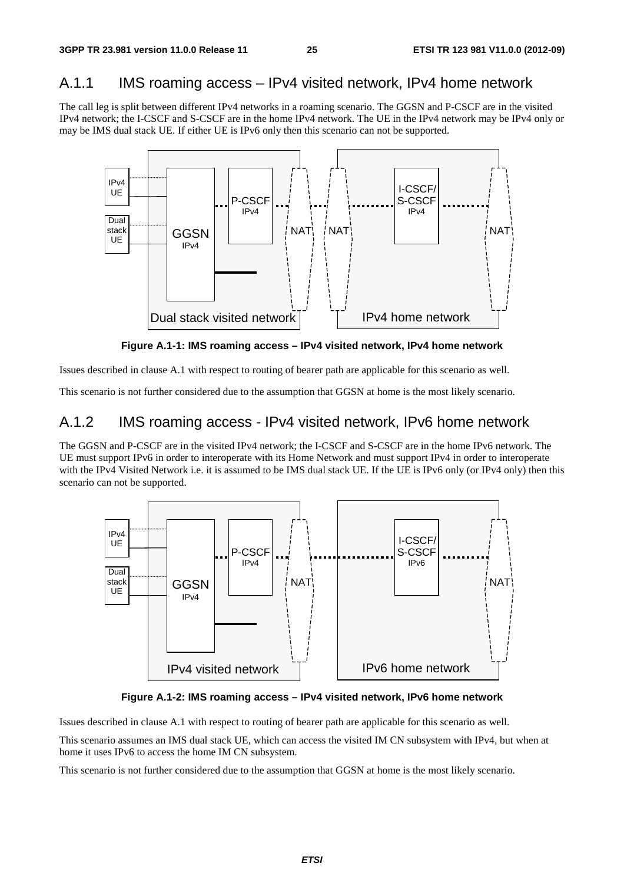## A.1.1 IMS roaming access – IPv4 visited network, IPv4 home network

The call leg is split between different IPv4 networks in a roaming scenario. The GGSN and P-CSCF are in the visited IPv4 network; the I-CSCF and S-CSCF are in the home IPv4 network. The UE in the IPv4 network may be IPv4 only or may be IMS dual stack UE. If either UE is IPv6 only then this scenario can not be supported.

**Figure A.1-1: IMS roaming access – IPv4 visited network, IPv4 home network**

Issues described in clause A.1 with respect to routing of bearer path are applicable for this scenario as well.

This scenario is not further considered due to the assumption that GGSN at home is the most likely scenario.

## A.1.2 IMS roaming access - IPv4 visited network, IPv6 home network

The GGSN and P-CSCF are in the visited IPv4 network; the I-CSCF and S-CSCF are in the home IPv6 network. The UE must support IPv6 in order to interoperate with its Home Network and must support IPv4 in order to interoperate with the IPv4 Visited Network i.e. it is assumed to be IMS dual stack UE. If the UE is IPv6 only (or IPv4 only) then this scenario can not be supported.

**Figure A.1-2: IMS roaming access – IPv4 visited network, IPv6 home network**

Issues described in clause A.1 with respect to routing of bearer path are applicable for this scenario as well.

This scenario assumes an IMS dual stack UE, which can access the visited IM CN subsystem with IPv4, but when at home it uses IPv6 to access the home IM CN subsystem.

This scenario is not further considered due to the assumption that GGSN at home is the most likely scenario.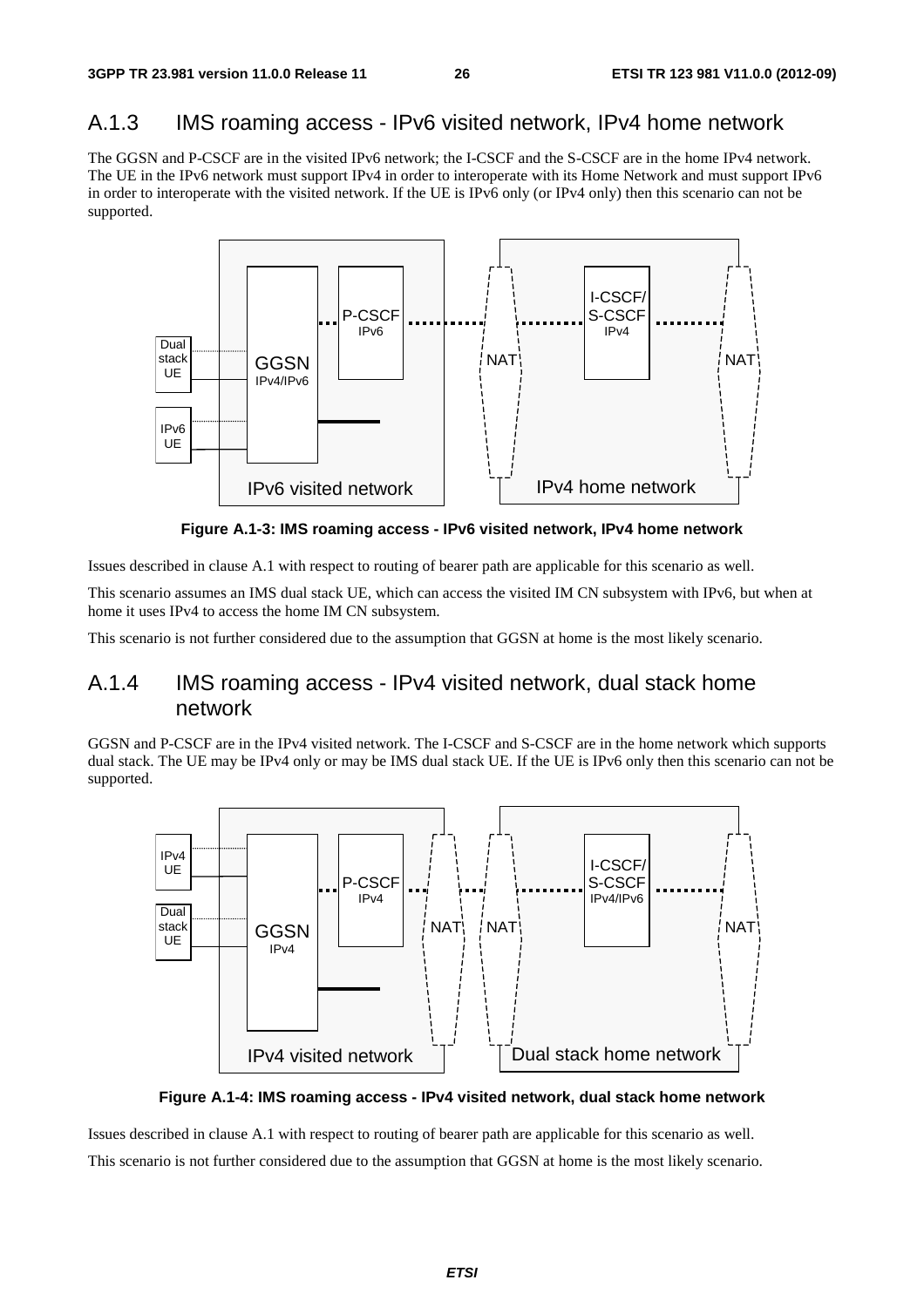## A.1.3 IMS roaming access - IPv6 visited network, IPv4 home network

The GGSN and P-CSCF are in the visited IPv6 network; the I-CSCF and the S-CSCF are in the home IPv4 network. The UE in the IPv6 network must support IPv4 in order to interoperate with its Home Network and must support IPv6 in order to interoperate with the visited network. If the UE is IPv6 only (or IPv4 only) then this scenario can not be supported.

**Figure A.1-3: IMS roaming access - IPv6 visited network, IPv4 home network**

Issues described in clause A.1 with respect to routing of bearer path are applicable for this scenario as well.

This scenario assumes an IMS dual stack UE, which can access the visited IM CN subsystem with IPv6, but when at home it uses IPv4 to access the home IM CN subsystem.

This scenario is not further considered due to the assumption that GGSN at home is the most likely scenario.

## A.1.4 IMS roaming access - IPv4 visited network, dual stack home network

GGSN and P-CSCF are in the IPv4 visited network. The I-CSCF and S-CSCF are in the home network which supports dual stack. The UE may be IPv4 only or may be IMS dual stack UE. If the UE is IPv6 only then this scenario can not be supported.

**Figure A.1-4: IMS roaming access - IPv4 visited network, dual stack home network**

Issues described in clause A.1 with respect to routing of bearer path are applicable for this scenario as well.

This scenario is not further considered due to the assumption that GGSN at home is the most likely scenario.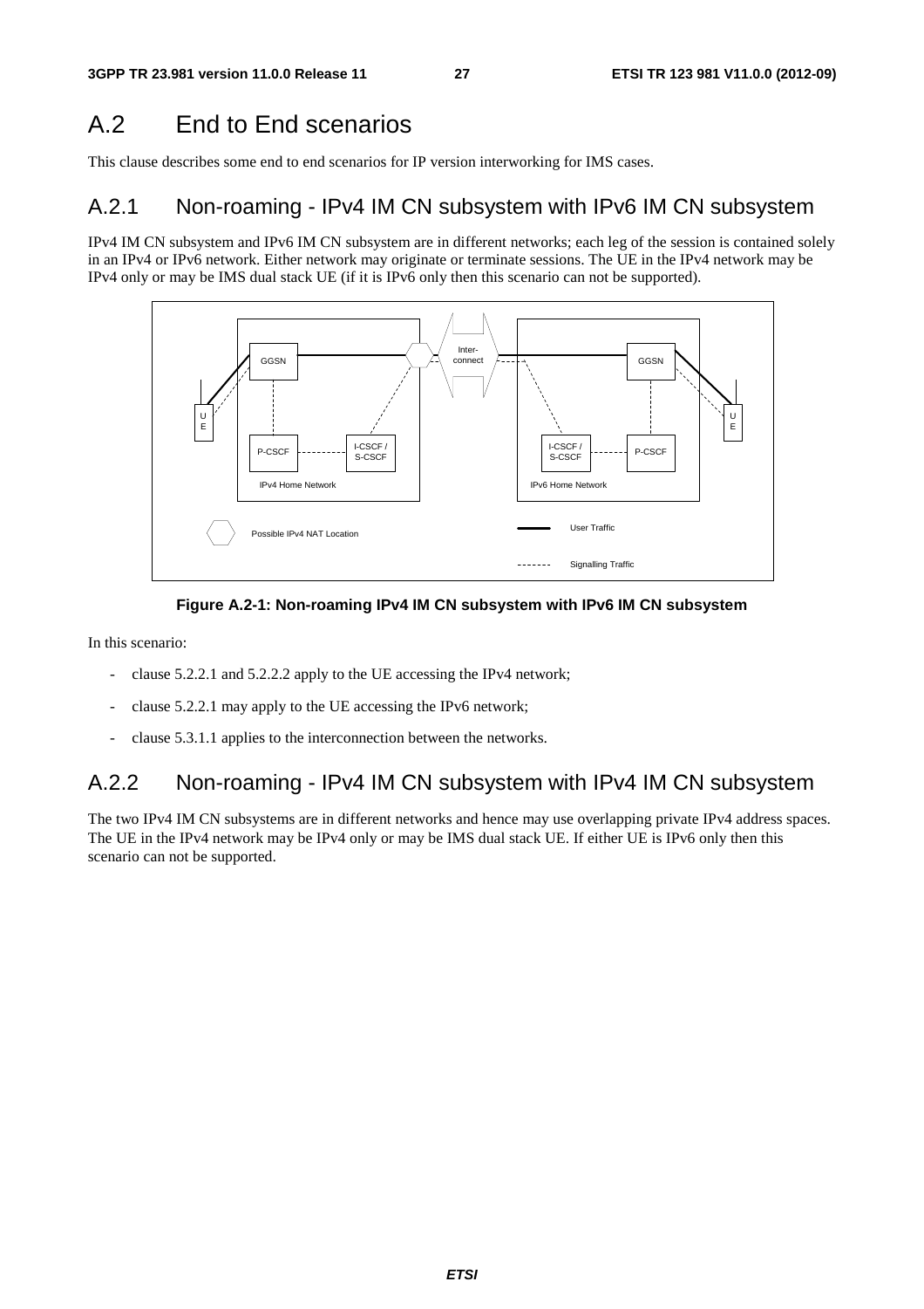# A.2 End to End scenarios

This clause describes some end to end scenarios for IP version interworking for IMS cases.

## A.2.1 Non-roaming - IPv4 IM CN subsystem with IPv6 IM CN subsystem

IPv4 IM CN subsystem and IPv6 IM CN subsystem are in different networks; each leg of the session is contained solely in an IPv4 or IPv6 network. Either network may originate or terminate sessions. The UE in the IPv4 network may be IPv4 only or may be IMS dual stack UE (if it is IPv6 only then this scenario can not be supported).

**Figure A.2-1: Non-roaming IPv4 IM CN subsystem with IPv6 IM CN subsystem**

In this scenario:

- clause 5.2.2.1 and 5.2.2.2 apply to the UE accessing the IPv4 network;
- clause 5.2.2.1 may apply to the UE accessing the IPv6 network;
- clause 5.3.1.1 applies to the interconnection between the networks.

## A.2.2 Non-roaming - IPv4 IM CN subsystem with IPv4 IM CN subsystem

The two IPv4 IM CN subsystems are in different networks and hence may use overlapping private IPv4 address spaces. The UE in the IPv4 network may be IPv4 only or may be IMS dual stack UE. If either UE is IPv6 only then this scenario can not be supported.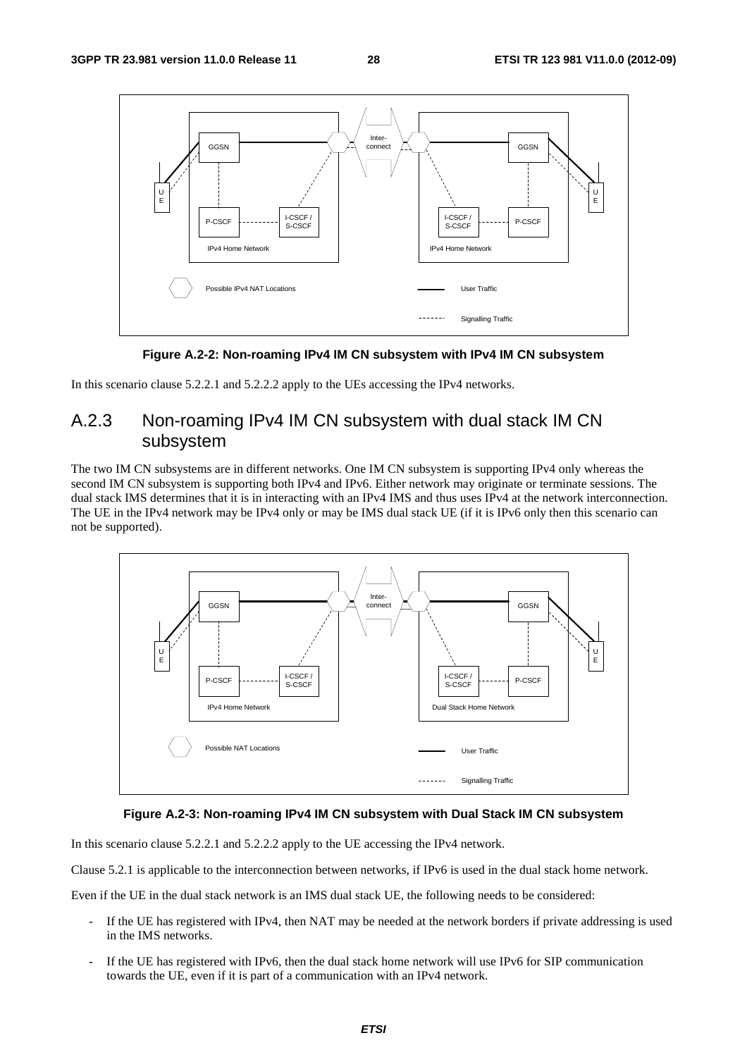**Figure A.2-2: Non-roaming IPv4 IM CN subsystem with IPv4 IM CN subsystem**

In this scenario clause 5.2.2.1 and 5.2.2.2 apply to the UEs accessing the IPv4 networks.

## A.2.3 Non-roaming IPv4 IM CN subsystem with dual stack IM CN subsystem

The two IM CN subsystems are in different networks. One IM CN subsystem is supporting IPv4 only whereas the second IM CN subsystem is supporting both IPv4 and IPv6. Either network may originate or terminate sessions. The dual stack IMS determines that it is in interacting with an IPv4 IMS and thus uses IPv4 at the network interconnection. The UE in the IPv4 network may be IPv4 only or may be IMS dual stack UE (if it is IPv6 only then this scenario can not be supported).

**Figure A.2-3: Non-roaming IPv4 IM CN subsystem with Dual Stack IM CN subsystem**

In this scenario clause 5.2.2.1 and 5.2.2.2 apply to the UE accessing the IPv4 network.

Clause 5.2.1 is applicable to the interconnection between networks, if IPv6 is used in the dual stack home network.

Even if the UE in the dual stack network is an IMS dual stack UE, the following needs to be considered:

- If the UE has registered with IPv4, then NAT may be needed at the network borders if private addressing is used in the IMS networks.
- If the UE has registered with IPv6, then the dual stack home network will use IPv6 for SIP communication towards the UE, even if it is part of a communication with an IPv4 network.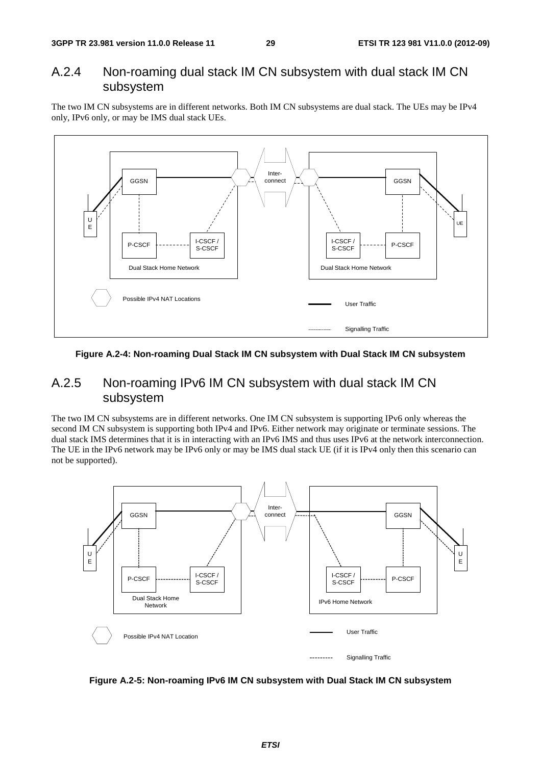## A.2.4 Non-roaming dual stack IM CN subsystem with dual stack IM CN subsystem

The two IM CN subsystems are in different networks. Both IM CN subsystems are dual stack. The UEs may be IPv4 only, IPv6 only, or may be IMS dual stack UEs.

**Figure A.2-4: Non-roaming Dual Stack IM CN subsystem with Dual Stack IM CN subsystem**

## A.2.5 Non-roaming IPv6 IM CN subsystem with dual stack IM CN subsystem

The two IM CN subsystems are in different networks. One IM CN subsystem is supporting IPv6 only whereas the second IM CN subsystem is supporting both IPv4 and IPv6. Either network may originate or terminate sessions. The dual stack IMS determines that it is in interacting with an IPv6 IMS and thus uses IPv6 at the network interconnection. The UE in the IPv6 network may be IPv6 only or may be IMS dual stack UE (if it is IPv4 only then this scenario can not be supported).

**Figure A.2-5: Non-roaming IPv6 IM CN subsystem with Dual Stack IM CN subsystem**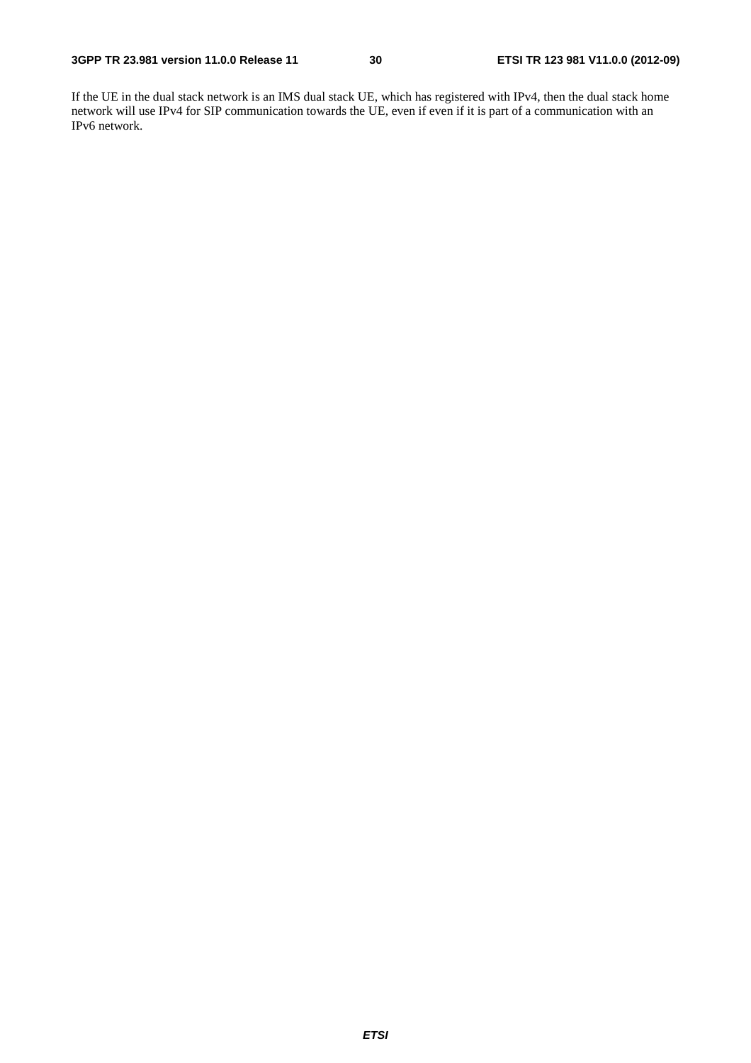If the UE in the dual stack network is an IMS dual stack UE, which has registered with IPv4, then the dual stack home network will use IPv4 for SIP communication towards the UE, even if even if it is part of a communication with an IPv6 network.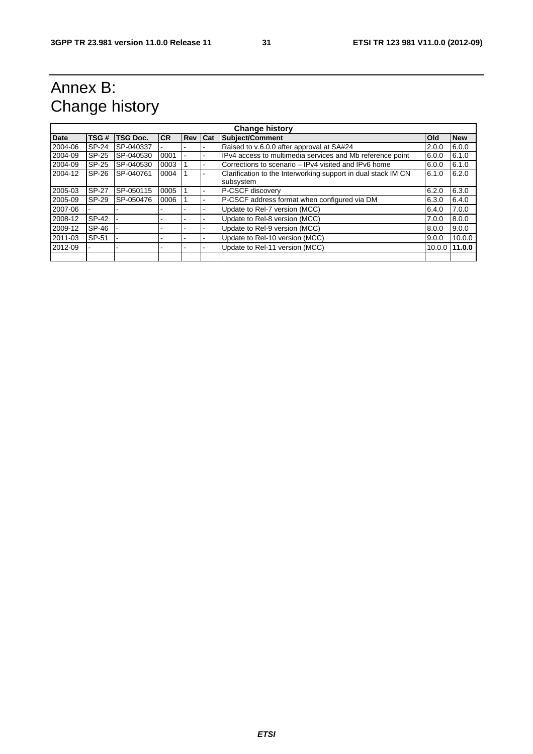# Annex B: Change history

| Change history | | | | | | | | |
|---|---|---|---|---|---|---|---|---|
| **Date** | **TSG #** | **TSG Doc.** | **CR** | **Rev** | **Cat** | **Subject/Comment** | **Old** | **New** |
| 2004-06 | SP-24 | SP-040337 | - | - | - | Raised to v.6.0.0 after approval at SA#24 | 2.0.0 | 6.0.0 |
| 2004-09 | SP-25 | SP-040530 | 0001 | - | - | IPv4 access to multimedia services and Mb reference point | 6.0.0 | 6.1.0 |
| 2004-09 | SP-25 | SP-040530 | 0003 | 1 | - | Corrections to scenario – IPv4 visited and IPv6 home | 6.0.0 | 6.1.0 |
| 2004-12 | SP-26 | SP-040761 | 0004 | 1 | - | Clarification to the Interworking support in dual stack IM CN subsystem | 6.1.0 | 6.2.0 |
| 2005-03 | SP-27 | SP-050115 | 0005 | 1 | - | P-CSCF discovery | 6.2.0 | 6.3.0 |
| 2005-09 | SP-29 | SP-050476 | 0006 | 1 | - | P-CSCF address format when configured via DM | 6.3.0 | 6.4.0 |
| 2007-06 | - | - | - | - | - | Update to Rel-7 version (MCC) | 6.4.0 | 7.0.0 |
| 2008-12 | SP-42 | - | - | - | - | Update to Rel-8 version (MCC) | 7.0.0 | 8.0.0 |
| 2009-12 | SP-46 | - | - | - | - | Update to Rel-9 version (MCC) | 8.0.0 | 9.0.0 |
| 2011-03 | SP-51 | - | - | - | - | Update to Rel-10 version (MCC) | 9.0.0 | 10.0.0 |
| 2012-09 | - | - | - | - | - | Update to Rel-11 version (MCC) | 10.0.0 | **11.0.0** |
| | | | | | | | | |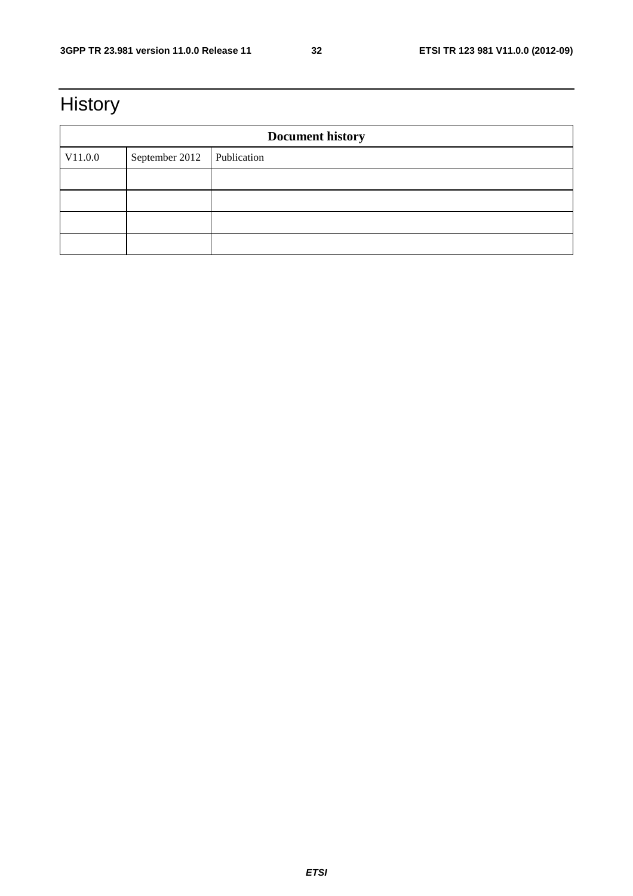# History

| Document history | | |
|---|---|---|
| V11.0.0 | September 2012 | Publication |
| | | |
| | | |
| | | |
| | | |